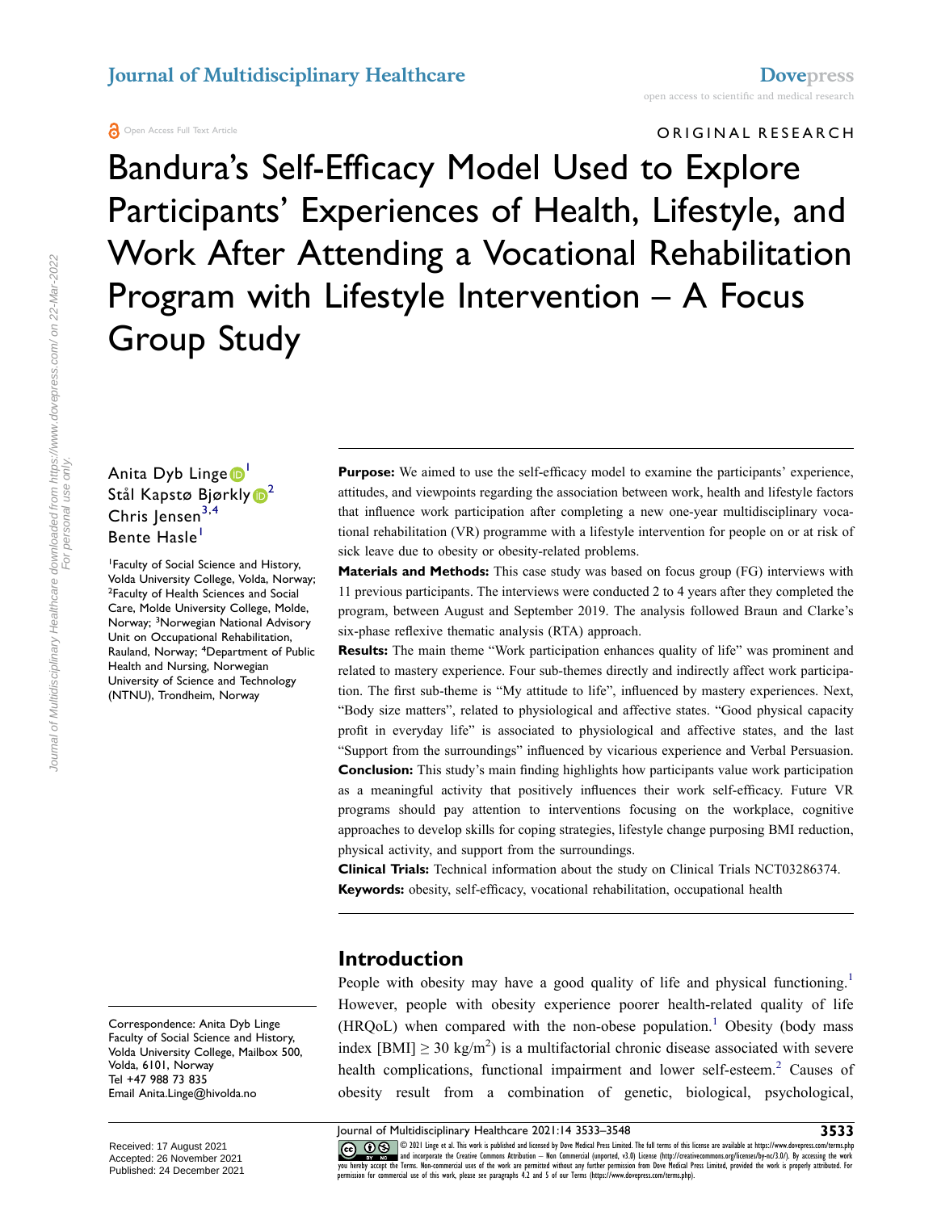ORIGINAL RESEARCH

# Bandura's Self-Efficacy Model Used to Explore Participants' Experiences of Health, Lifestyle, and Work After Attending a Vocational Rehabilitation Program with Lifestyle Intervention – A Focus Group Study

Anita Dyb Linge[1]
Stål Kapstø Bjørkly[2]
Chris Jensen[3,4]
Bente Hasle[1]

[1]Faculty of Social Science and History, Volda University College, Volda, Norway; [2]Faculty of Health Sciences and Social Care, Molde University College, Molde, Norway; [3]Norwegian National Advisory Unit on Occupational Rehabilitation, Rauland, Norway; [4]Department of Public Health and Nursing, Norwegian University of Science and Technology (NTNU), Trondheim, Norway

**Purpose:** We aimed to use the self-efficacy model to examine the participants' experience, attitudes, and viewpoints regarding the association between work, health and lifestyle factors that influence work participation after completing a new one-year multidisciplinary vocational rehabilitation (VR) programme with a lifestyle intervention for people on or at risk of sick leave due to obesity or obesity-related problems.

**Materials and Methods:** This case study was based on focus group (FG) interviews with 11 previous participants. The interviews were conducted 2 to 4 years after they completed the program, between August and September 2019. The analysis followed Braun and Clarke's six-phase reflexive thematic analysis (RTA) approach.

**Results:** The main theme "Work participation enhances quality of life" was prominent and related to mastery experience. Four sub-themes directly and indirectly affect work participation. The first sub-theme is "My attitude to life", influenced by mastery experiences. Next, "Body size matters", related to physiological and affective states. "Good physical capacity profit in everyday life" is associated to physiological and affective states, and the last "Support from the surroundings" influenced by vicarious experience and Verbal Persuasion.

**Conclusion:** This study's main finding highlights how participants value work participation as a meaningful activity that positively influences their work self-efficacy. Future VR programs should pay attention to interventions focusing on the workplace, cognitive approaches to develop skills for coping strategies, lifestyle change purposing BMI reduction, physical activity, and support from the surroundings.

**Clinical Trials:** Technical information about the study on Clinical Trials NCT03286374.

**Keywords:** obesity, self-efficacy, vocational rehabilitation, occupational health

## Introduction

People with obesity may have a good quality of life and physical functioning.[1] However, people with obesity experience poorer health-related quality of life (HRQoL) when compared with the non-obese population.[1] Obesity (body mass index [BMI] $\geq 30$ kg/m$^2$) is a multifactorial chronic disease associated with severe health complications, functional impairment and lower self-esteem.[2] Causes of obesity result from a combination of genetic, biological, psychological,

Correspondence: Anita Dyb Linge
Faculty of Social Science and History, Volda University College, Mailbox 500, Volda, 6101, Norway
Tel +47 988 73 835
Email Anita.Linge@hivolda.no

Received: 17 August 2021
Accepted: 26 November 2021
Published: 24 December 2021

© 2021 Linge et al. This work is published and licensed by Dove Medical Press Limited. The full terms of this license are available at https://www.dovepress.com/terms.php and incorporate the Creative Commons Attribution – Non Commercial (unported, v3.0) License (http://creativecommons.org/licenses/by-nc/3.0/). By accessing the work you hereby accept the Terms. Non-commercial uses of the work are permitted without any further permission from Dove Medical Press Limited, provided the work is properly attributed. For permission for commercial use of this work, please see paragraphs 4.2 and 5 of our Terms (https://www.dovepress.com/terms.php).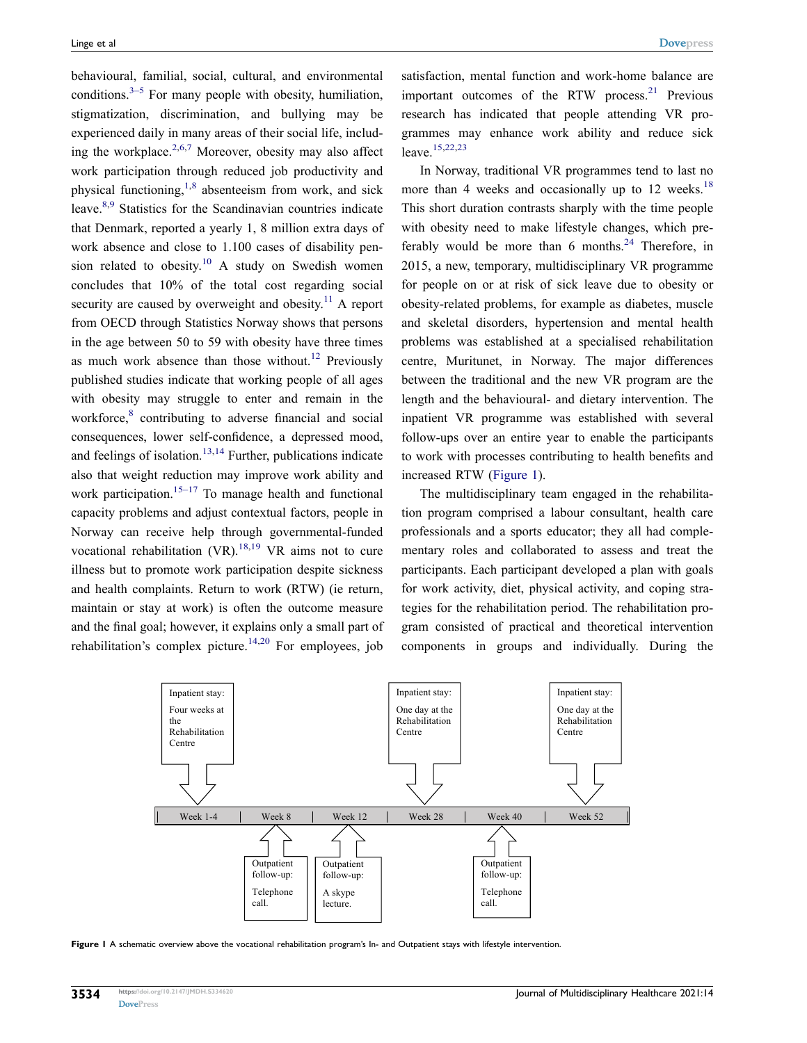behavioural, familial, social, cultural, and environmental conditions.[3–5] For many people with obesity, humiliation, stigmatization, discrimination, and bullying may be experienced daily in many areas of their social life, including the workplace.[2,6,7] Moreover, obesity may also affect work participation through reduced job productivity and physical functioning,[1,8] absenteeism from work, and sick leave.[8,9] Statistics for the Scandinavian countries indicate that Denmark, reported a yearly 1, 8 million extra days of work absence and close to 1.100 cases of disability pension related to obesity.[10] A study on Swedish women concludes that 10% of the total cost regarding social security are caused by overweight and obesity.[11] A report from OECD through Statistics Norway shows that persons in the age between 50 to 59 with obesity have three times as much work absence than those without.[12] Previously published studies indicate that working people of all ages with obesity may struggle to enter and remain in the workforce,[8] contributing to adverse financial and social consequences, lower self-confidence, a depressed mood, and feelings of isolation.[13,14] Further, publications indicate also that weight reduction may improve work ability and work participation.[15–17] To manage health and functional capacity problems and adjust contextual factors, people in Norway can receive help through governmental-funded vocational rehabilitation (VR).[18,19] VR aims not to cure illness but to promote work participation despite sickness and health complaints. Return to work (RTW) (ie return, maintain or stay at work) is often the outcome measure and the final goal; however, it explains only a small part of rehabilitation's complex picture.[14,20] For employees, job satisfaction, mental function and work-home balance are important outcomes of the RTW process.[21] Previous research has indicated that people attending VR programmes may enhance work ability and reduce sick leave.[15,22,23]

In Norway, traditional VR programmes tend to last no more than 4 weeks and occasionally up to 12 weeks.[18] This short duration contrasts sharply with the time people with obesity need to make lifestyle changes, which preferably would be more than 6 months.[24] Therefore, in 2015, a new, temporary, multidisciplinary VR programme for people on or at risk of sick leave due to obesity or obesity-related problems, for example as diabetes, muscle and skeletal disorders, hypertension and mental health problems was established at a specialised rehabilitation centre, Muritunet, in Norway. The major differences between the traditional and the new VR program are the length and the behavioural- and dietary intervention. The inpatient VR programme was established with several follow-ups over an entire year to enable the participants to work with processes contributing to health benefits and increased RTW (Figure 1).

The multidisciplinary team engaged in the rehabilitation program comprised a labour consultant, health care professionals and a sports educator; they all had complementary roles and collaborated to assess and treat the participants. Each participant developed a plan with goals for work activity, diet, physical activity, and coping strategies for the rehabilitation period. The rehabilitation program consisted of practical and theoretical intervention components in groups and individually. During the

| Week 1-4 | Week 8 | Week 12 | Week 28 | Week 40 | Week 52 |
|---|---|---|---|---|---|
| Inpatient stay: Four weeks at the Rehabilitation Centre | Outpatient follow-up: Telephone call. | Outpatient follow-up: A skype lecture. | Inpatient stay: One day at the Rehabilitation Centre | Outpatient follow-up: Telephone call. | Inpatient stay: One day at the Rehabilitation Centre |

**Figure 1** A schematic overview above the vocational rehabilitation program's In- and Outpatient stays with lifestyle intervention.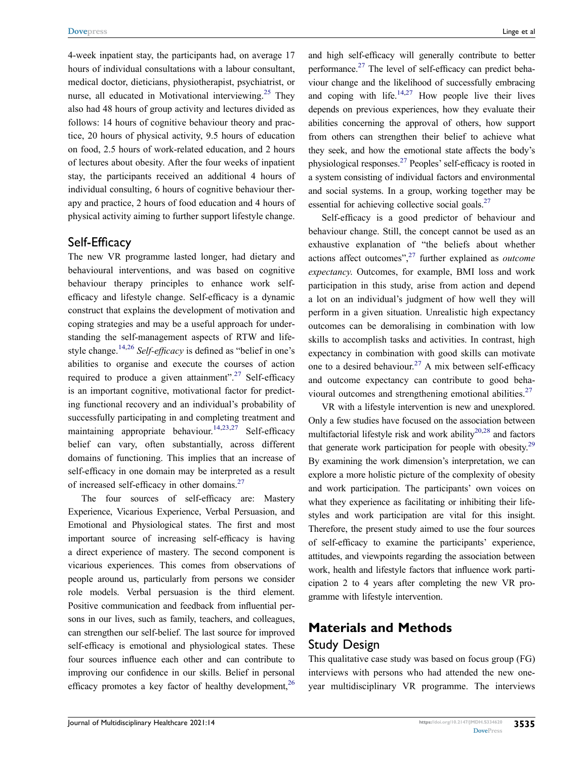4-week inpatient stay, the participants had, on average 17 hours of individual consultations with a labour consultant, medical doctor, dieticians, physiotherapist, psychiatrist, or nurse, all educated in Motivational interviewing.[25] They also had 48 hours of group activity and lectures divided as follows: 14 hours of cognitive behaviour theory and practice, 20 hours of physical activity, 9.5 hours of education on food, 2.5 hours of work-related education, and 2 hours of lectures about obesity. After the four weeks of inpatient stay, the participants received an additional 4 hours of individual consulting, 6 hours of cognitive behaviour therapy and practice, 2 hours of food education and 4 hours of physical activity aiming to further support lifestyle change.

## Self-Efficacy

The new VR programme lasted longer, had dietary and behavioural interventions, and was based on cognitive behaviour therapy principles to enhance work self-efficacy and lifestyle change. Self-efficacy is a dynamic construct that explains the development of motivation and coping strategies and may be a useful approach for understanding the self-management aspects of RTW and lifestyle change.[14,26] *Self-efficacy* is defined as "belief in one's abilities to organise and execute the courses of action required to produce a given attainment".[27] Self-efficacy is an important cognitive, motivational factor for predicting functional recovery and an individual's probability of successfully participating in and completing treatment and maintaining appropriate behaviour.[14,23,27] Self-efficacy belief can vary, often substantially, across different domains of functioning. This implies that an increase of self-efficacy in one domain may be interpreted as a result of increased self-efficacy in other domains.[27]

The four sources of self-efficacy are: Mastery Experience, Vicarious Experience, Verbal Persuasion, and Emotional and Physiological states. The first and most important source of increasing self-efficacy is having a direct experience of mastery. The second component is vicarious experiences. This comes from observations of people around us, particularly from persons we consider role models. Verbal persuasion is the third element. Positive communication and feedback from influential persons in our lives, such as family, teachers, and colleagues, can strengthen our self-belief. The last source for improved self-efficacy is emotional and physiological states. These four sources influence each other and can contribute to improving our confidence in our skills. Belief in personal efficacy promotes a key factor of healthy development,[26] and high self-efficacy will generally contribute to better performance.[27] The level of self-efficacy can predict behaviour change and the likelihood of successfully embracing and coping with life.[14,27] How people live their lives depends on previous experiences, how they evaluate their abilities concerning the approval of others, how support from others can strengthen their belief to achieve what they seek, and how the emotional state affects the body's physiological responses.[27] Peoples' self-efficacy is rooted in a system consisting of individual factors and environmental and social systems. In a group, working together may be essential for achieving collective social goals.[27]

Self-efficacy is a good predictor of behaviour and behaviour change. Still, the concept cannot be used as an exhaustive explanation of "the beliefs about whether actions affect outcomes",[27] further explained as *outcome expectancy.* Outcomes, for example, BMI loss and work participation in this study, arise from action and depend a lot on an individual's judgment of how well they will perform in a given situation. Unrealistic high expectancy outcomes can be demoralising in combination with low skills to accomplish tasks and activities. In contrast, high expectancy in combination with good skills can motivate one to a desired behaviour.[27] A mix between self-efficacy and outcome expectancy can contribute to good behavioural outcomes and strengthening emotional abilities.[27]

VR with a lifestyle intervention is new and unexplored. Only a few studies have focused on the association between multifactorial lifestyle risk and work ability[20,28] and factors that generate work participation for people with obesity.[29] By examining the work dimension's interpretation, we can explore a more holistic picture of the complexity of obesity and work participation. The participants' own voices on what they experience as facilitating or inhibiting their lifestyles and work participation are vital for this insight. Therefore, the present study aimed to use the four sources of self-efficacy to examine the participants' experience, attitudes, and viewpoints regarding the association between work, health and lifestyle factors that influence work participation 2 to 4 years after completing the new VR programme with lifestyle intervention.

# Materials and Methods

## Study Design

This qualitative case study was based on focus group (FG) interviews with persons who had attended the new one-year multidisciplinary VR programme. The interviews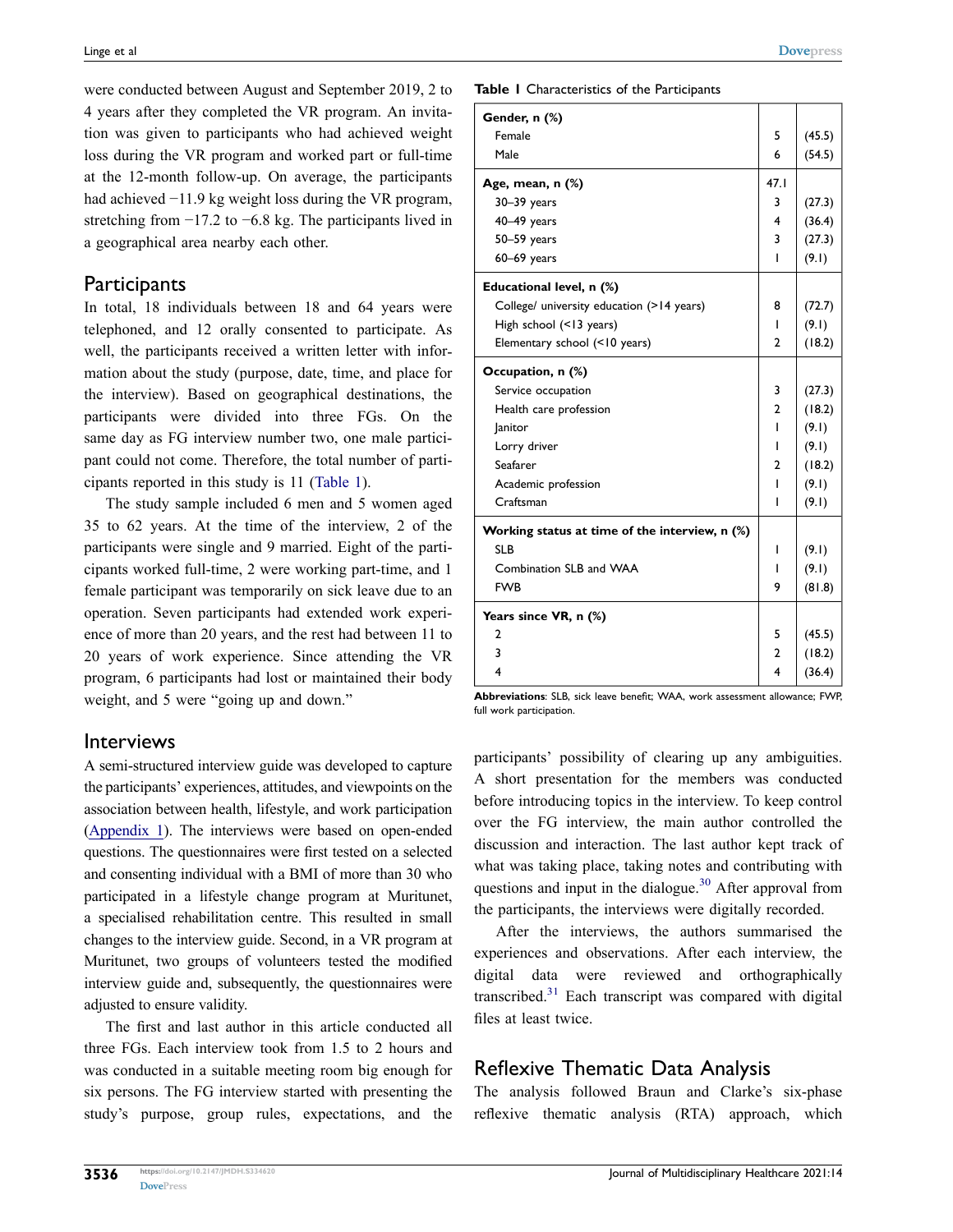were conducted between August and September 2019, 2 to 4 years after they completed the VR program. An invitation was given to participants who had achieved weight loss during the VR program and worked part or full-time at the 12-month follow-up. On average, the participants had achieved −11.9 kg weight loss during the VR program, stretching from −17.2 to −6.8 kg. The participants lived in a geographical area nearby each other.

## Participants

In total, 18 individuals between 18 and 64 years were telephoned, and 12 orally consented to participate. As well, the participants received a written letter with information about the study (purpose, date, time, and place for the interview). Based on geographical destinations, the participants were divided into three FGs. On the same day as FG interview number two, one male participant could not come. Therefore, the total number of participants reported in this study is 11 (Table 1).

The study sample included 6 men and 5 women aged 35 to 62 years. At the time of the interview, 2 of the participants were single and 9 married. Eight of the participants worked full-time, 2 were working part-time, and 1 female participant was temporarily on sick leave due to an operation. Seven participants had extended work experience of more than 20 years, and the rest had between 11 to 20 years of work experience. Since attending the VR program, 6 participants had lost or maintained their body weight, and 5 were "going up and down."

**Table 1** Characteristics of the Participants

| | | |
|---|---|---|
| **Gender, n (%)** | | |
| Female | 5 | (45.5) |
| Male | 6 | (54.5) |
| **Age, mean, n (%)** | 47.1 | |
| 30–39 years | 3 | (27.3) |
| 40–49 years | 4 | (36.4) |
| 50–59 years | 3 | (27.3) |
| 60–69 years | 1 | (9.1) |
| **Educational level, n (%)** | | |
| College/ university education (>14 years) | 8 | (72.7) |
| High school (<13 years) | 1 | (9.1) |
| Elementary school (<10 years) | 2 | (18.2) |
| **Occupation, n (%)** | | |
| Service occupation | 3 | (27.3) |
| Health care profession | 2 | (18.2) |
| Janitor | 1 | (9.1) |
| Lorry driver | 1 | (9.1) |
| Seafarer | 2 | (18.2) |
| Academic profession | 1 | (9.1) |
| Craftsman | 1 | (9.1) |
| **Working status at time of the interview, n (%)** | | |
| SLB | 1 | (9.1) |
| Combination SLB and WAA | 1 | (9.1) |
| FWB | 9 | (81.8) |
| **Years since VR, n (%)** | | |
| 2 | 5 | (45.5) |
| 3 | 2 | (18.2) |
| 4 | 4 | (36.4) |

**Abbreviations**: SLB, sick leave benefit; WAA, work assessment allowance; FWP, full work participation.

## Interviews

A semi-structured interview guide was developed to capture the participants' experiences, attitudes, and viewpoints on the association between health, lifestyle, and work participation (Appendix 1). The interviews were based on open-ended questions. The questionnaires were first tested on a selected and consenting individual with a BMI of more than 30 who participated in a lifestyle change program at Muritunet, a specialised rehabilitation centre. This resulted in small changes to the interview guide. Second, in a VR program at Muritunet, two groups of volunteers tested the modified interview guide and, subsequently, the questionnaires were adjusted to ensure validity.

The first and last author in this article conducted all three FGs. Each interview took from 1.5 to 2 hours and was conducted in a suitable meeting room big enough for six persons. The FG interview started with presenting the study's purpose, group rules, expectations, and the participants' possibility of clearing up any ambiguities. A short presentation for the members was conducted before introducing topics in the interview. To keep control over the FG interview, the main author controlled the discussion and interaction. The last author kept track of what was taking place, taking notes and contributing with questions and input in the dialogue.[30] After approval from the participants, the interviews were digitally recorded.

After the interviews, the authors summarised the experiences and observations. After each interview, the digital data were reviewed and orthographically transcribed.[31] Each transcript was compared with digital files at least twice.

## Reflexive Thematic Data Analysis

The analysis followed Braun and Clarke's six-phase reflexive thematic analysis (RTA) approach, which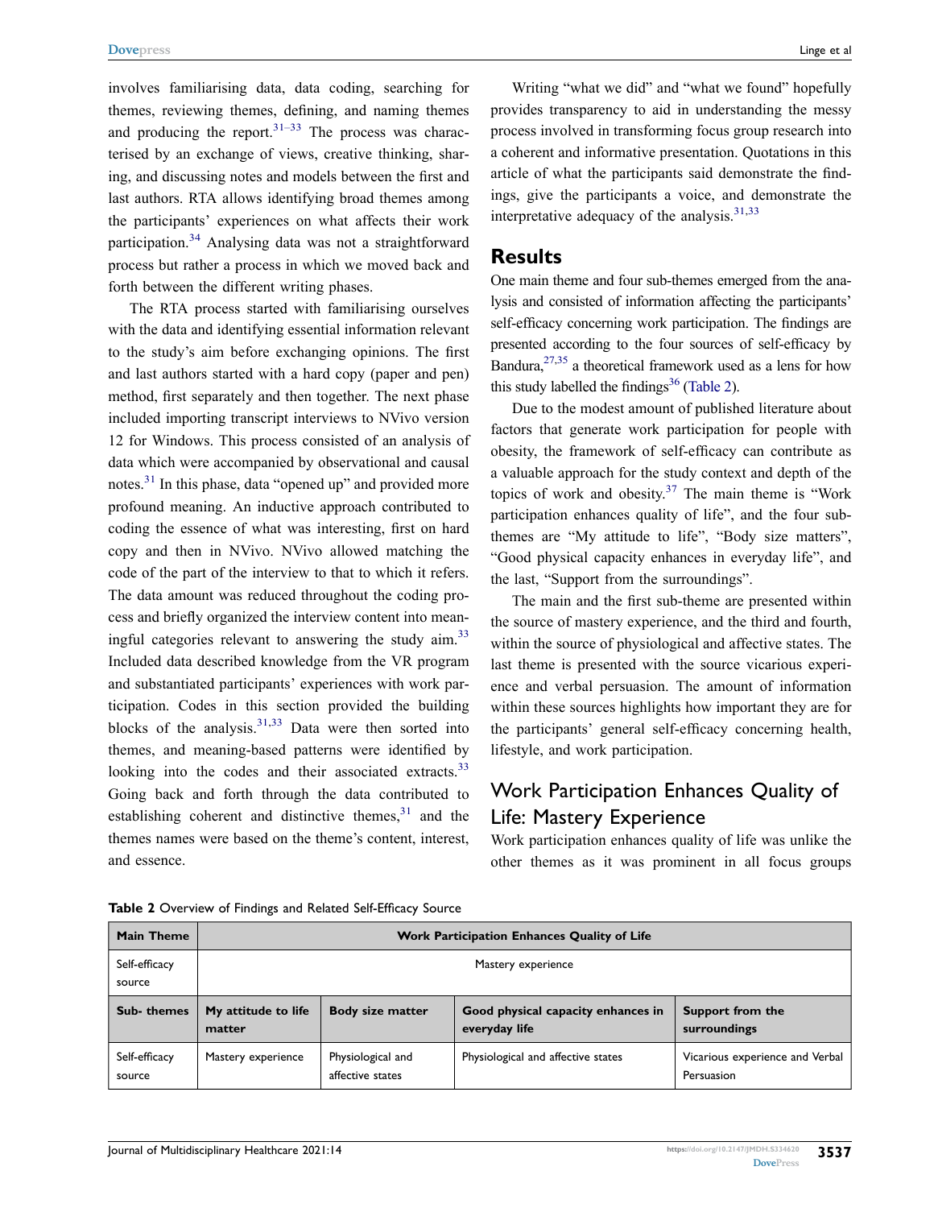involves familiarising data, data coding, searching for themes, reviewing themes, defining, and naming themes and producing the report.[31–33] The process was characterised by an exchange of views, creative thinking, sharing, and discussing notes and models between the first and last authors. RTA allows identifying broad themes among the participants' experiences on what affects their work participation.[34] Analysing data was not a straightforward process but rather a process in which we moved back and forth between the different writing phases.

The RTA process started with familiarising ourselves with the data and identifying essential information relevant to the study's aim before exchanging opinions. The first and last authors started with a hard copy (paper and pen) method, first separately and then together. The next phase included importing transcript interviews to NVivo version 12 for Windows. This process consisted of an analysis of data which were accompanied by observational and causal notes.[31] In this phase, data "opened up" and provided more profound meaning. An inductive approach contributed to coding the essence of what was interesting, first on hard copy and then in NVivo. NVivo allowed matching the code of the part of the interview to that to which it refers. The data amount was reduced throughout the coding process and briefly organized the interview content into meaningful categories relevant to answering the study aim.[33] Included data described knowledge from the VR program and substantiated participants' experiences with work participation. Codes in this section provided the building blocks of the analysis.[31,33] Data were then sorted into themes, and meaning-based patterns were identified by looking into the codes and their associated extracts.[33] Going back and forth through the data contributed to establishing coherent and distinctive themes,[31] and the themes names were based on the theme's content, interest, and essence.

Writing "what we did" and "what we found" hopefully provides transparency to aid in understanding the messy process involved in transforming focus group research into a coherent and informative presentation. Quotations in this article of what the participants said demonstrate the findings, give the participants a voice, and demonstrate the interpretative adequacy of the analysis.[31,33]

## Results

One main theme and four sub-themes emerged from the analysis and consisted of information affecting the participants' self-efficacy concerning work participation. The findings are presented according to the four sources of self-efficacy by Bandura,[27,35] a theoretical framework used as a lens for how this study labelled the findings[36] (Table 2).

Due to the modest amount of published literature about factors that generate work participation for people with obesity, the framework of self-efficacy can contribute as a valuable approach for the study context and depth of the topics of work and obesity.[37] The main theme is "Work participation enhances quality of life", and the four sub-themes are "My attitude to life", "Body size matters", "Good physical capacity enhances in everyday life", and the last, "Support from the surroundings".

The main and the first sub-theme are presented within the source of mastery experience, and the third and fourth, within the source of physiological and affective states. The last theme is presented with the source vicarious experience and verbal persuasion. The amount of information within these sources highlights how important they are for the participants' general self-efficacy concerning health, lifestyle, and work participation.

### Work Participation Enhances Quality of Life: Mastery Experience

Work participation enhances quality of life was unlike the other themes as it was prominent in all focus groups

**Table 2** Overview of Findings and Related Self-Efficacy Source

| **Main Theme** | **Work Participation Enhances Quality of Life** | | | |
|---|---|---|---|---|
| Self-efficacy source | Mastery experience | | | |
| **Sub- themes** | **My attitude to life matter** | **Body size matter** | **Good physical capacity enhances in everyday life** | **Support from the surroundings** |
| Self-efficacy source | Mastery experience | Physiological and affective states | Physiological and affective states | Vicarious experience and Verbal Persuasion |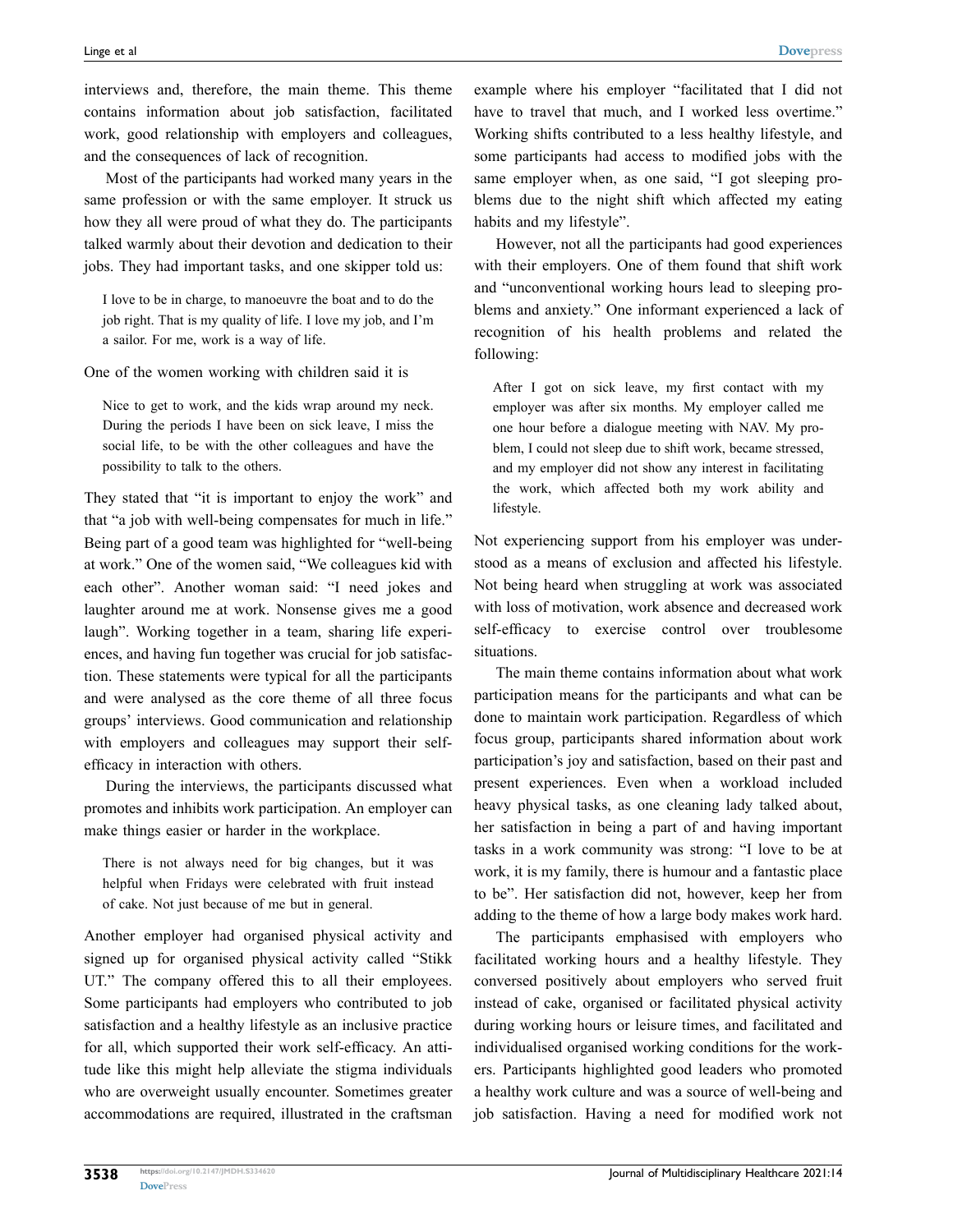interviews and, therefore, the main theme. This theme contains information about job satisfaction, facilitated work, good relationship with employers and colleagues, and the consequences of lack of recognition.

Most of the participants had worked many years in the same profession or with the same employer. It struck us how they all were proud of what they do. The participants talked warmly about their devotion and dedication to their jobs. They had important tasks, and one skipper told us:

> I love to be in charge, to manoeuvre the boat and to do the job right. That is my quality of life. I love my job, and I'm a sailor. For me, work is a way of life.

One of the women working with children said it is

> Nice to get to work, and the kids wrap around my neck. During the periods I have been on sick leave, I miss the social life, to be with the other colleagues and have the possibility to talk to the others.

They stated that "it is important to enjoy the work" and that "a job with well-being compensates for much in life." Being part of a good team was highlighted for "well-being at work." One of the women said, "We colleagues kid with each other". Another woman said: "I need jokes and laughter around me at work. Nonsense gives me a good laugh". Working together in a team, sharing life experiences, and having fun together was crucial for job satisfaction. These statements were typical for all the participants and were analysed as the core theme of all three focus groups' interviews. Good communication and relationship with employers and colleagues may support their self-efficacy in interaction with others.

During the interviews, the participants discussed what promotes and inhibits work participation. An employer can make things easier or harder in the workplace.

> There is not always need for big changes, but it was helpful when Fridays were celebrated with fruit instead of cake. Not just because of me but in general.

Another employer had organised physical activity and signed up for organised physical activity called "Stikk UT." The company offered this to all their employees. Some participants had employers who contributed to job satisfaction and a healthy lifestyle as an inclusive practice for all, which supported their work self-efficacy. An attitude like this might help alleviate the stigma individuals who are overweight usually encounter. Sometimes greater accommodations are required, illustrated in the craftsman example where his employer "facilitated that I did not have to travel that much, and I worked less overtime." Working shifts contributed to a less healthy lifestyle, and some participants had access to modified jobs with the same employer when, as one said, "I got sleeping problems due to the night shift which affected my eating habits and my lifestyle".

However, not all the participants had good experiences with their employers. One of them found that shift work and "unconventional working hours lead to sleeping problems and anxiety." One informant experienced a lack of recognition of his health problems and related the following:

> After I got on sick leave, my first contact with my employer was after six months. My employer called me one hour before a dialogue meeting with NAV. My problem, I could not sleep due to shift work, became stressed, and my employer did not show any interest in facilitating the work, which affected both my work ability and lifestyle.

Not experiencing support from his employer was understood as a means of exclusion and affected his lifestyle. Not being heard when struggling at work was associated with loss of motivation, work absence and decreased work self-efficacy to exercise control over troublesome situations.

The main theme contains information about what work participation means for the participants and what can be done to maintain work participation. Regardless of which focus group, participants shared information about work participation's joy and satisfaction, based on their past and present experiences. Even when a workload included heavy physical tasks, as one cleaning lady talked about, her satisfaction in being a part of and having important tasks in a work community was strong: "I love to be at work, it is my family, there is humour and a fantastic place to be". Her satisfaction did not, however, keep her from adding to the theme of how a large body makes work hard.

The participants emphasised with employers who facilitated working hours and a healthy lifestyle. They conversed positively about employers who served fruit instead of cake, organised or facilitated physical activity during working hours or leisure times, and facilitated and individualised organised working conditions for the workers. Participants highlighted good leaders who promoted a healthy work culture and was a source of well-being and job satisfaction. Having a need for modified work not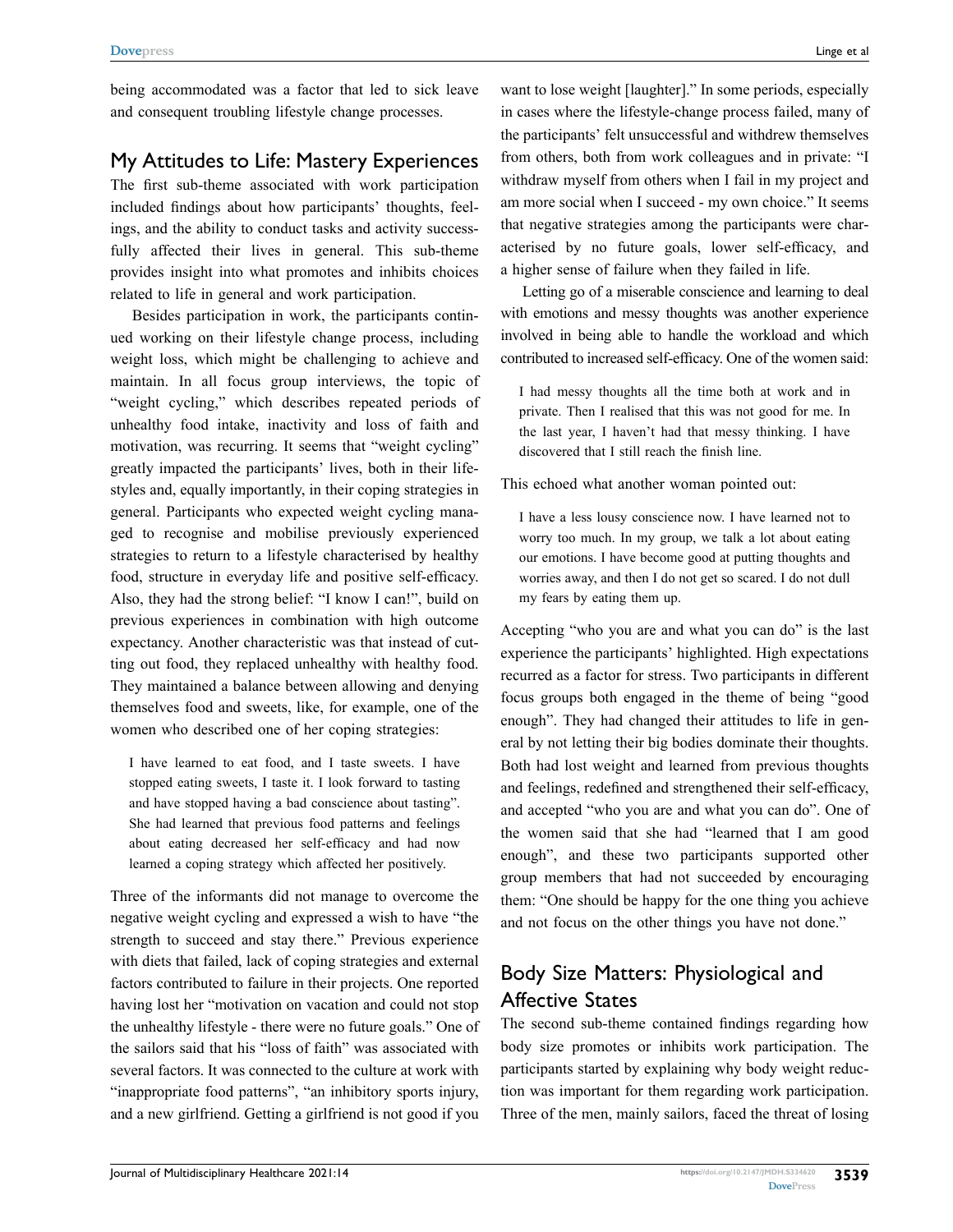being accommodated was a factor that led to sick leave and consequent troubling lifestyle change processes.

## My Attitudes to Life: Mastery Experiences

The first sub-theme associated with work participation included findings about how participants' thoughts, feelings, and the ability to conduct tasks and activity successfully affected their lives in general. This sub-theme provides insight into what promotes and inhibits choices related to life in general and work participation.

Besides participation in work, the participants continued working on their lifestyle change process, including weight loss, which might be challenging to achieve and maintain. In all focus group interviews, the topic of "weight cycling," which describes repeated periods of unhealthy food intake, inactivity and loss of faith and motivation, was recurring. It seems that "weight cycling" greatly impacted the participants' lives, both in their lifestyles and, equally importantly, in their coping strategies in general. Participants who expected weight cycling managed to recognise and mobilise previously experienced strategies to return to a lifestyle characterised by healthy food, structure in everyday life and positive self-efficacy. Also, they had the strong belief: "I know I can!", build on previous experiences in combination with high outcome expectancy. Another characteristic was that instead of cutting out food, they replaced unhealthy with healthy food. They maintained a balance between allowing and denying themselves food and sweets, like, for example, one of the women who described one of her coping strategies:

> I have learned to eat food, and I taste sweets. I have stopped eating sweets, I taste it. I look forward to tasting and have stopped having a bad conscience about tasting". She had learned that previous food patterns and feelings about eating decreased her self-efficacy and had now learned a coping strategy which affected her positively.

Three of the informants did not manage to overcome the negative weight cycling and expressed a wish to have "the strength to succeed and stay there." Previous experience with diets that failed, lack of coping strategies and external factors contributed to failure in their projects. One reported having lost her "motivation on vacation and could not stop the unhealthy lifestyle - there were no future goals." One of the sailors said that his "loss of faith" was associated with several factors. It was connected to the culture at work with "inappropriate food patterns", "an inhibitory sports injury, and a new girlfriend. Getting a girlfriend is not good if you want to lose weight [laughter]." In some periods, especially in cases where the lifestyle-change process failed, many of the participants' felt unsuccessful and withdrew themselves from others, both from work colleagues and in private: "I withdraw myself from others when I fail in my project and am more social when I succeed - my own choice." It seems that negative strategies among the participants were characterised by no future goals, lower self-efficacy, and a higher sense of failure when they failed in life.

Letting go of a miserable conscience and learning to deal with emotions and messy thoughts was another experience involved in being able to handle the workload and which contributed to increased self-efficacy. One of the women said:

> I had messy thoughts all the time both at work and in private. Then I realised that this was not good for me. In the last year, I haven't had that messy thinking. I have discovered that I still reach the finish line.

This echoed what another woman pointed out:

> I have a less lousy conscience now. I have learned not to worry too much. In my group, we talk a lot about eating our emotions. I have become good at putting thoughts and worries away, and then I do not get so scared. I do not dull my fears by eating them up.

Accepting "who you are and what you can do" is the last experience the participants' highlighted. High expectations recurred as a factor for stress. Two participants in different focus groups both engaged in the theme of being "good enough". They had changed their attitudes to life in general by not letting their big bodies dominate their thoughts. Both had lost weight and learned from previous thoughts and feelings, redefined and strengthened their self-efficacy, and accepted "who you are and what you can do". One of the women said that she had "learned that I am good enough", and these two participants supported other group members that had not succeeded by encouraging them: "One should be happy for the one thing you achieve and not focus on the other things you have not done."

## Body Size Matters: Physiological and Affective States

The second sub-theme contained findings regarding how body size promotes or inhibits work participation. The participants started by explaining why body weight reduction was important for them regarding work participation. Three of the men, mainly sailors, faced the threat of losing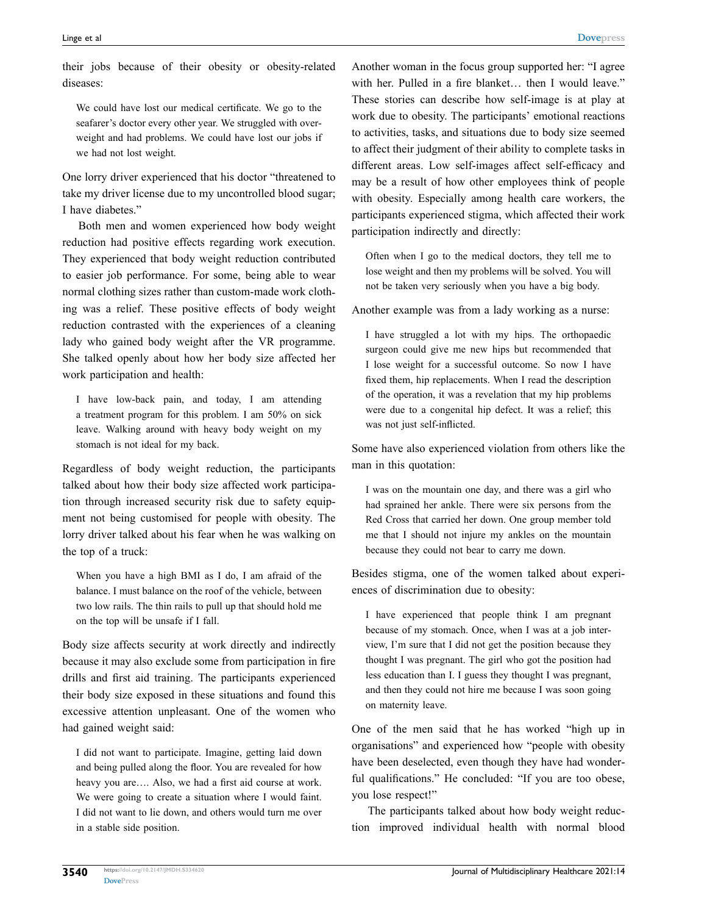their jobs because of their obesity or obesity-related diseases:

> We could have lost our medical certificate. We go to the seafarer's doctor every other year. We struggled with overweight and had problems. We could have lost our jobs if we had not lost weight.

One lorry driver experienced that his doctor "threatened to take my driver license due to my uncontrolled blood sugar; I have diabetes."

Both men and women experienced how body weight reduction had positive effects regarding work execution. They experienced that body weight reduction contributed to easier job performance. For some, being able to wear normal clothing sizes rather than custom-made work clothing was a relief. These positive effects of body weight reduction contrasted with the experiences of a cleaning lady who gained body weight after the VR programme. She talked openly about how her body size affected her work participation and health:

> I have low-back pain, and today, I am attending a treatment program for this problem. I am 50% on sick leave. Walking around with heavy body weight on my stomach is not ideal for my back.

Regardless of body weight reduction, the participants talked about how their body size affected work participation through increased security risk due to safety equipment not being customised for people with obesity. The lorry driver talked about his fear when he was walking on the top of a truck:

> When you have a high BMI as I do, I am afraid of the balance. I must balance on the roof of the vehicle, between two low rails. The thin rails to pull up that should hold me on the top will be unsafe if I fall.

Body size affects security at work directly and indirectly because it may also exclude some from participation in fire drills and first aid training. The participants experienced their body size exposed in these situations and found this excessive attention unpleasant. One of the women who had gained weight said:

> I did not want to participate. Imagine, getting laid down and being pulled along the floor. You are revealed for how heavy you are…. Also, we had a first aid course at work. We were going to create a situation where I would faint. I did not want to lie down, and others would turn me over in a stable side position.

Another woman in the focus group supported her: "I agree with her. Pulled in a fire blanket… then I would leave." These stories can describe how self-image is at play at work due to obesity. The participants' emotional reactions to activities, tasks, and situations due to body size seemed to affect their judgment of their ability to complete tasks in different areas. Low self-images affect self-efficacy and may be a result of how other employees think of people with obesity. Especially among health care workers, the participants experienced stigma, which affected their work participation indirectly and directly:

> Often when I go to the medical doctors, they tell me to lose weight and then my problems will be solved. You will not be taken very seriously when you have a big body.

Another example was from a lady working as a nurse:

> I have struggled a lot with my hips. The orthopaedic surgeon could give me new hips but recommended that I lose weight for a successful outcome. So now I have fixed them, hip replacements. When I read the description of the operation, it was a revelation that my hip problems were due to a congenital hip defect. It was a relief; this was not just self-inflicted.

Some have also experienced violation from others like the man in this quotation:

> I was on the mountain one day, and there was a girl who had sprained her ankle. There were six persons from the Red Cross that carried her down. One group member told me that I should not injure my ankles on the mountain because they could not bear to carry me down.

Besides stigma, one of the women talked about experiences of discrimination due to obesity:

> I have experienced that people think I am pregnant because of my stomach. Once, when I was at a job interview, I'm sure that I did not get the position because they thought I was pregnant. The girl who got the position had less education than I. I guess they thought I was pregnant, and then they could not hire me because I was soon going on maternity leave.

One of the men said that he has worked "high up in organisations" and experienced how "people with obesity have been deselected, even though they have had wonderful qualifications." He concluded: "If you are too obese, you lose respect!"

The participants talked about how body weight reduction improved individual health with normal blood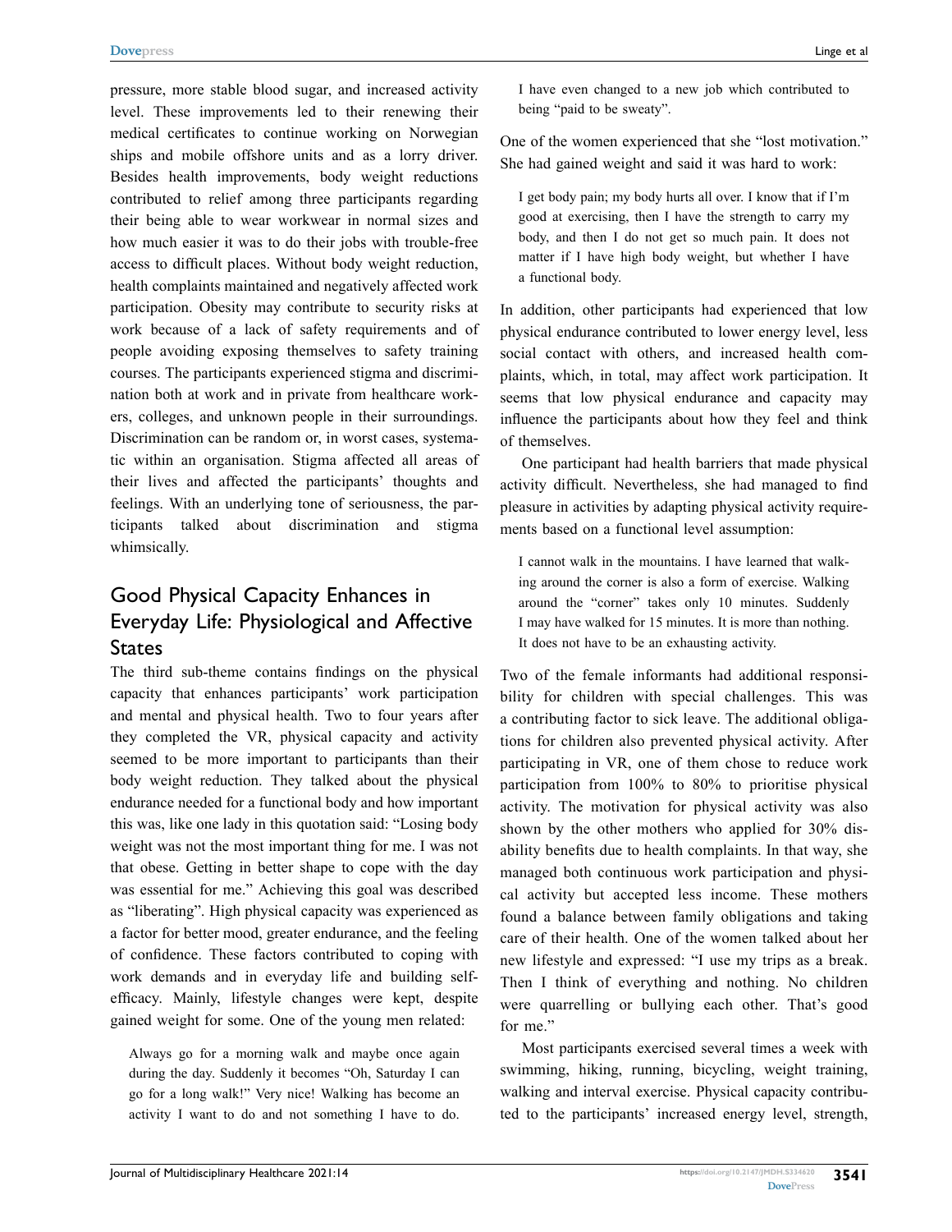pressure, more stable blood sugar, and increased activity level. These improvements led to their renewing their medical certificates to continue working on Norwegian ships and mobile offshore units and as a lorry driver. Besides health improvements, body weight reductions contributed to relief among three participants regarding their being able to wear workwear in normal sizes and how much easier it was to do their jobs with trouble-free access to difficult places. Without body weight reduction, health complaints maintained and negatively affected work participation. Obesity may contribute to security risks at work because of a lack of safety requirements and of people avoiding exposing themselves to safety training courses. The participants experienced stigma and discrimination both at work and in private from healthcare workers, colleges, and unknown people in their surroundings. Discrimination can be random or, in worst cases, systematic within an organisation. Stigma affected all areas of their lives and affected the participants' thoughts and feelings. With an underlying tone of seriousness, the participants talked about discrimination and stigma whimsically.

## Good Physical Capacity Enhances in Everyday Life: Physiological and Affective States

The third sub-theme contains findings on the physical capacity that enhances participants' work participation and mental and physical health. Two to four years after they completed the VR, physical capacity and activity seemed to be more important to participants than their body weight reduction. They talked about the physical endurance needed for a functional body and how important this was, like one lady in this quotation said: "Losing body weight was not the most important thing for me. I was not that obese. Getting in better shape to cope with the day was essential for me." Achieving this goal was described as "liberating". High physical capacity was experienced as a factor for better mood, greater endurance, and the feeling of confidence. These factors contributed to coping with work demands and in everyday life and building self-efficacy. Mainly, lifestyle changes were kept, despite gained weight for some. One of the young men related:

> Always go for a morning walk and maybe once again during the day. Suddenly it becomes "Oh, Saturday I can go for a long walk!" Very nice! Walking has become an activity I want to do and not something I have to do. I have even changed to a new job which contributed to being "paid to be sweaty".

One of the women experienced that she "lost motivation." She had gained weight and said it was hard to work:

> I get body pain; my body hurts all over. I know that if I'm good at exercising, then I have the strength to carry my body, and then I do not get so much pain. It does not matter if I have high body weight, but whether I have a functional body.

In addition, other participants had experienced that low physical endurance contributed to lower energy level, less social contact with others, and increased health complaints, which, in total, may affect work participation. It seems that low physical endurance and capacity may influence the participants about how they feel and think of themselves.

One participant had health barriers that made physical activity difficult. Nevertheless, she had managed to find pleasure in activities by adapting physical activity requirements based on a functional level assumption:

> I cannot walk in the mountains. I have learned that walking around the corner is also a form of exercise. Walking around the "corner" takes only 10 minutes. Suddenly I may have walked for 15 minutes. It is more than nothing. It does not have to be an exhausting activity.

Two of the female informants had additional responsibility for children with special challenges. This was a contributing factor to sick leave. The additional obligations for children also prevented physical activity. After participating in VR, one of them chose to reduce work participation from 100% to 80% to prioritise physical activity. The motivation for physical activity was also shown by the other mothers who applied for 30% disability benefits due to health complaints. In that way, she managed both continuous work participation and physical activity but accepted less income. These mothers found a balance between family obligations and taking care of their health. One of the women talked about her new lifestyle and expressed: "I use my trips as a break. Then I think of everything and nothing. No children were quarrelling or bullying each other. That's good for me."

Most participants exercised several times a week with swimming, hiking, running, bicycling, weight training, walking and interval exercise. Physical capacity contributed to the participants' increased energy level, strength,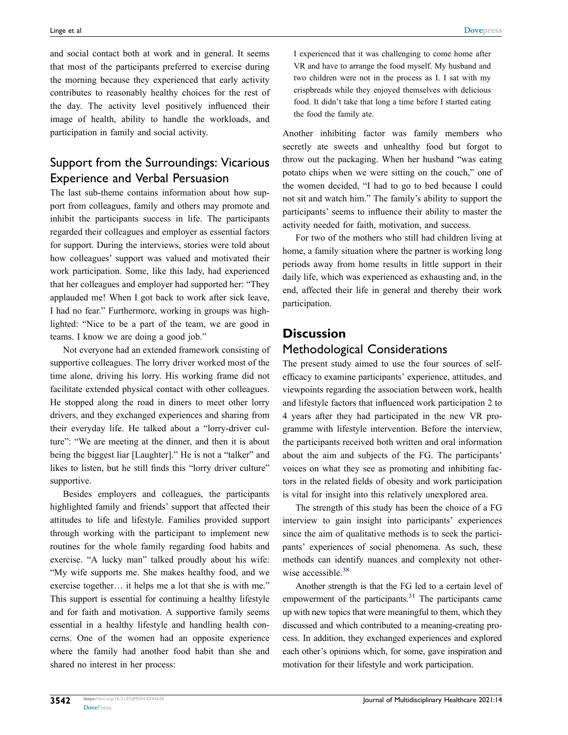and social contact both at work and in general. It seems that most of the participants preferred to exercise during the morning because they experienced that early activity contributes to reasonably healthy choices for the rest of the day. The activity level positively influenced their image of health, ability to handle the workloads, and participation in family and social activity.

## Support from the Surroundings: Vicarious Experience and Verbal Persuasion

The last sub-theme contains information about how support from colleagues, family and others may promote and inhibit the participants success in life. The participants regarded their colleagues and employer as essential factors for support. During the interviews, stories were told about how colleagues' support was valued and motivated their work participation. Some, like this lady, had experienced that her colleagues and employer had supported her: "They applauded me! When I got back to work after sick leave, I had no fear." Furthermore, working in groups was highlighted: "Nice to be a part of the team, we are good in teams. I know we are doing a good job."

Not everyone had an extended framework consisting of supportive colleagues. The lorry driver worked most of the time alone, driving his lorry. His working frame did not facilitate extended physical contact with other colleagues. He stopped along the road in diners to meet other lorry drivers, and they exchanged experiences and sharing from their everyday life. He talked about a "lorry-driver culture": "We are meeting at the dinner, and then it is about being the biggest liar [Laughter]." He is not a "talker" and likes to listen, but he still finds this "lorry driver culture" supportive.

Besides employers and colleagues, the participants highlighted family and friends' support that affected their attitudes to life and lifestyle. Families provided support through working with the participant to implement new routines for the whole family regarding food habits and exercise. "A lucky man" talked proudly about his wife: "My wife supports me. She makes healthy food, and we exercise together… it helps me a lot that she is with me." This support is essential for continuing a healthy lifestyle and for faith and motivation. A supportive family seems essential in a healthy lifestyle and handling health concerns. One of the women had an opposite experience where the family had another food habit than she and shared no interest in her process:

> I experienced that it was challenging to come home after VR and have to arrange the food myself. My husband and two children were not in the process as I. I sat with my crispbreads while they enjoyed themselves with delicious food. It didn't take that long a time before I started eating the food the family ate.

Another inhibiting factor was family members who secretly ate sweets and unhealthy food but forgot to throw out the packaging. When her husband "was eating potato chips when we were sitting on the couch," one of the women decided, "I had to go to bed because I could not sit and watch him." The family's ability to support the participants' seems to influence their ability to master the activity needed for faith, motivation, and success.

For two of the mothers who still had children living at home, a family situation where the partner is working long periods away from home results in little support in their daily life, which was experienced as exhausting and, in the end, affected their life in general and thereby their work participation.

# Discussion

## Methodological Considerations

The present study aimed to use the four sources of self-efficacy to examine participants' experience, attitudes, and viewpoints regarding the association between work, health and lifestyle factors that influenced work participation 2 to 4 years after they had participated in the new VR programme with lifestyle intervention. Before the interview, the participants received both written and oral information about the aim and subjects of the FG. The participants' voices on what they see as promoting and inhibiting factors in the related fields of obesity and work participation is vital for insight into this relatively unexplored area.

The strength of this study has been the choice of a FG interview to gain insight into participants' experiences since the aim of qualitative methods is to seek the participants' experiences of social phenomena. As such, these methods can identify nuances and complexity not otherwise accessible.[38]

Another strength is that the FG led to a certain level of empowerment of the participants.[31] The participants came up with new topics that were meaningful to them, which they discussed and which contributed to a meaning-creating process. In addition, they exchanged experiences and explored each other's opinions which, for some, gave inspiration and motivation for their lifestyle and work participation.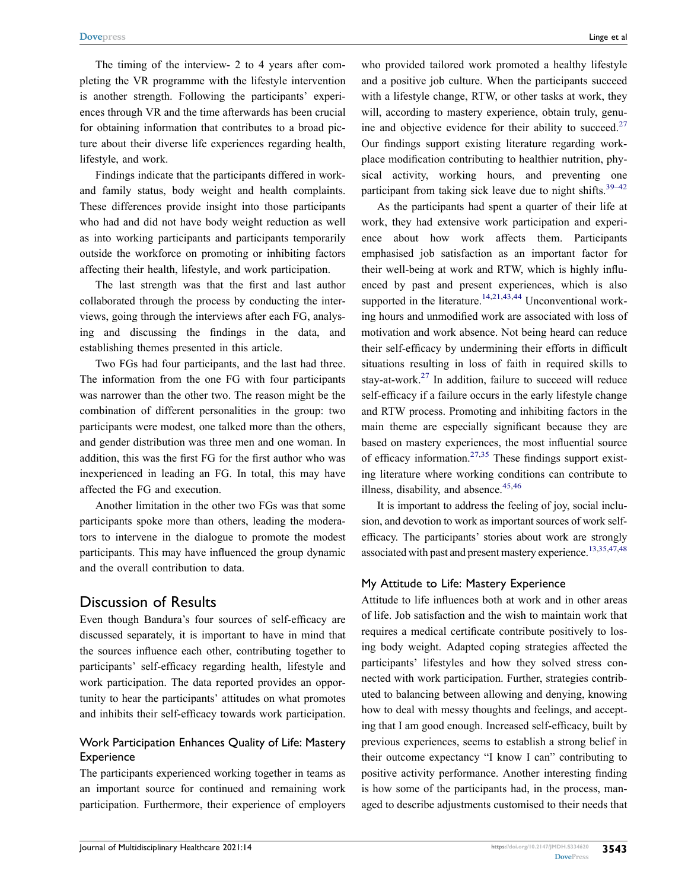The timing of the interview- 2 to 4 years after completing the VR programme with the lifestyle intervention is another strength. Following the participants' experiences through VR and the time afterwards has been crucial for obtaining information that contributes to a broad picture about their diverse life experiences regarding health, lifestyle, and work.

Findings indicate that the participants differed in work- and family status, body weight and health complaints. These differences provide insight into those participants who had and did not have body weight reduction as well as into working participants and participants temporarily outside the workforce on promoting or inhibiting factors affecting their health, lifestyle, and work participation.

The last strength was that the first and last author collaborated through the process by conducting the interviews, going through the interviews after each FG, analysing and discussing the findings in the data, and establishing themes presented in this article.

Two FGs had four participants, and the last had three. The information from the one FG with four participants was narrower than the other two. The reason might be the combination of different personalities in the group: two participants were modest, one talked more than the others, and gender distribution was three men and one woman. In addition, this was the first FG for the first author who was inexperienced in leading an FG. In total, this may have affected the FG and execution.

Another limitation in the other two FGs was that some participants spoke more than others, leading the moderators to intervene in the dialogue to promote the modest participants. This may have influenced the group dynamic and the overall contribution to data.

## Discussion of Results

Even though Bandura's four sources of self-efficacy are discussed separately, it is important to have in mind that the sources influence each other, contributing together to participants' self-efficacy regarding health, lifestyle and work participation. The data reported provides an opportunity to hear the participants' attitudes on what promotes and inhibits their self-efficacy towards work participation.

### Work Participation Enhances Quality of Life: Mastery Experience

The participants experienced working together in teams as an important source for continued and remaining work participation. Furthermore, their experience of employers who provided tailored work promoted a healthy lifestyle and a positive job culture. When the participants succeed with a lifestyle change, RTW, or other tasks at work, they will, according to mastery experience, obtain truly, genuine and objective evidence for their ability to succeed.[27] Our findings support existing literature regarding workplace modification contributing to healthier nutrition, physical activity, working hours, and preventing one participant from taking sick leave due to night shifts.[39–42]

As the participants had spent a quarter of their life at work, they had extensive work participation and experience about how work affects them. Participants emphasised job satisfaction as an important factor for their well-being at work and RTW, which is highly influenced by past and present experiences, which is also supported in the literature.[14,21,43,44] Unconventional working hours and unmodified work are associated with loss of motivation and work absence. Not being heard can reduce their self-efficacy by undermining their efforts in difficult situations resulting in loss of faith in required skills to stay-at-work.[27] In addition, failure to succeed will reduce self-efficacy if a failure occurs in the early lifestyle change and RTW process. Promoting and inhibiting factors in the main theme are especially significant because they are based on mastery experiences, the most influential source of efficacy information.[27,35] These findings support existing literature where working conditions can contribute to illness, disability, and absence.[45,46]

It is important to address the feeling of joy, social inclusion, and devotion to work as important sources of work self-efficacy. The participants' stories about work are strongly associated with past and present mastery experience.[13,35,47,48]

### My Attitude to Life: Mastery Experience

Attitude to life influences both at work and in other areas of life. Job satisfaction and the wish to maintain work that requires a medical certificate contribute positively to losing body weight. Adapted coping strategies affected the participants' lifestyles and how they solved stress connected with work participation. Further, strategies contributed to balancing between allowing and denying, knowing how to deal with messy thoughts and feelings, and accepting that I am good enough. Increased self-efficacy, built by previous experiences, seems to establish a strong belief in their outcome expectancy "I know I can" contributing to positive activity performance. Another interesting finding is how some of the participants had, in the process, managed to describe adjustments customised to their needs that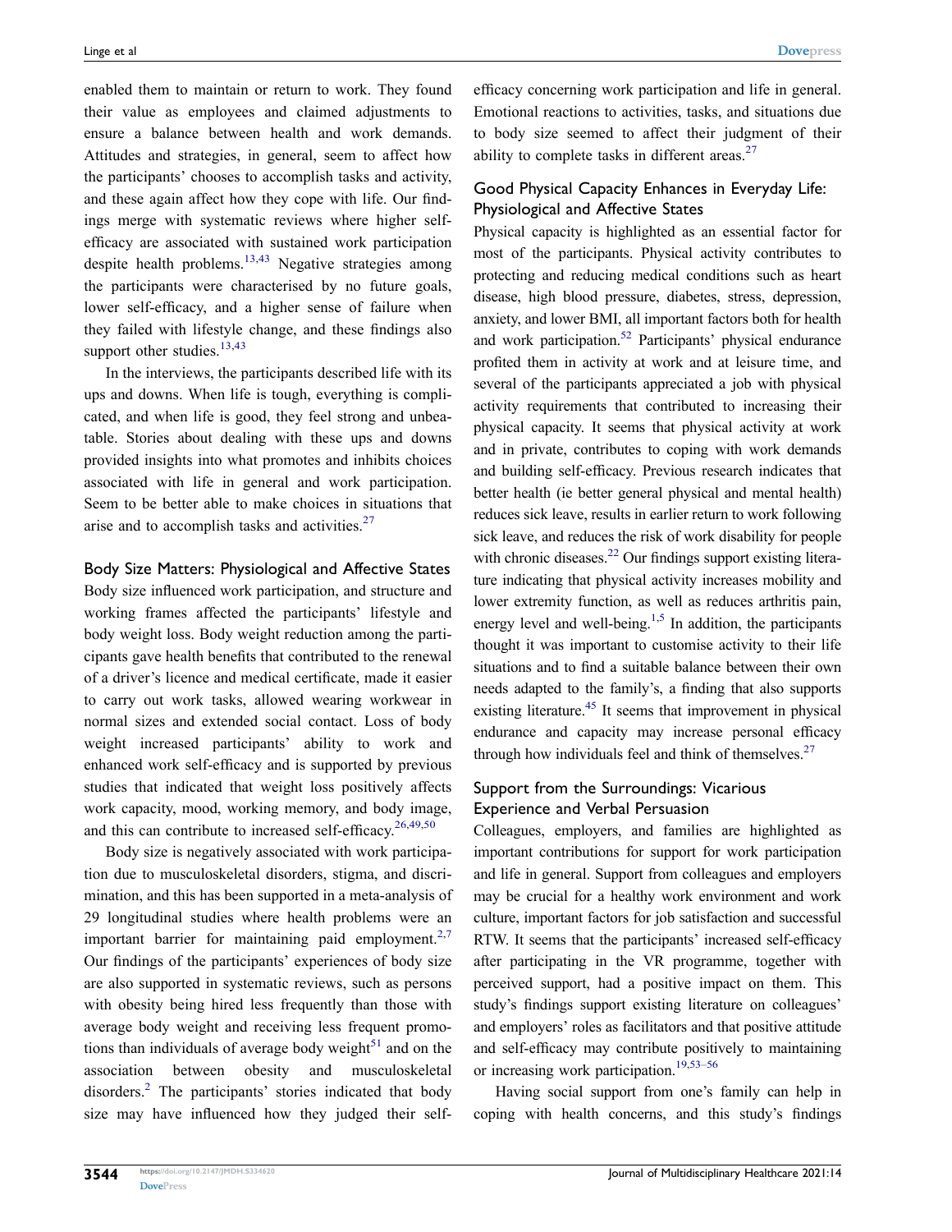enabled them to maintain or return to work. They found their value as employees and claimed adjustments to ensure a balance between health and work demands. Attitudes and strategies, in general, seem to affect how the participants' chooses to accomplish tasks and activity, and these again affect how they cope with life. Our findings merge with systematic reviews where higher self-efficacy are associated with sustained work participation despite health problems.[13,43] Negative strategies among the participants were characterised by no future goals, lower self-efficacy, and a higher sense of failure when they failed with lifestyle change, and these findings also support other studies.[13,43]

In the interviews, the participants described life with its ups and downs. When life is tough, everything is complicated, and when life is good, they feel strong and unbeatable. Stories about dealing with these ups and downs provided insights into what promotes and inhibits choices associated with life in general and work participation. Seem to be better able to make choices in situations that arise and to accomplish tasks and activities.[27]

### Body Size Matters: Physiological and Affective States

Body size influenced work participation, and structure and working frames affected the participants' lifestyle and body weight loss. Body weight reduction among the participants gave health benefits that contributed to the renewal of a driver's licence and medical certificate, made it easier to carry out work tasks, allowed wearing workwear in normal sizes and extended social contact. Loss of body weight increased participants' ability to work and enhanced work self-efficacy and is supported by previous studies that indicated that weight loss positively affects work capacity, mood, working memory, and body image, and this can contribute to increased self-efficacy.[26,49,50]

Body size is negatively associated with work participation due to musculoskeletal disorders, stigma, and discrimination, and this has been supported in a meta-analysis of 29 longitudinal studies where health problems were an important barrier for maintaining paid employment.[2,7] Our findings of the participants' experiences of body size are also supported in systematic reviews, such as persons with obesity being hired less frequently than those with average body weight and receiving less frequent promotions than individuals of average body weight[51] and on the association between obesity and musculoskeletal disorders.[2] The participants' stories indicated that body size may have influenced how they judged their self-efficacy concerning work participation and life in general. Emotional reactions to activities, tasks, and situations due to body size seemed to affect their judgment of their ability to complete tasks in different areas.[27]

### Good Physical Capacity Enhances in Everyday Life: Physiological and Affective States

Physical capacity is highlighted as an essential factor for most of the participants. Physical activity contributes to protecting and reducing medical conditions such as heart disease, high blood pressure, diabetes, stress, depression, anxiety, and lower BMI, all important factors both for health and work participation.[52] Participants' physical endurance profited them in activity at work and at leisure time, and several of the participants appreciated a job with physical activity requirements that contributed to increasing their physical capacity. It seems that physical activity at work and in private, contributes to coping with work demands and building self-efficacy. Previous research indicates that better health (ie better general physical and mental health) reduces sick leave, results in earlier return to work following sick leave, and reduces the risk of work disability for people with chronic diseases.[22] Our findings support existing literature indicating that physical activity increases mobility and lower extremity function, as well as reduces arthritis pain, energy level and well-being.[1,5] In addition, the participants thought it was important to customise activity to their life situations and to find a suitable balance between their own needs adapted to the family's, a finding that also supports existing literature.[45] It seems that improvement in physical endurance and capacity may increase personal efficacy through how individuals feel and think of themselves.[27]

### Support from the Surroundings: Vicarious Experience and Verbal Persuasion

Colleagues, employers, and families are highlighted as important contributions for support for work participation and life in general. Support from colleagues and employers may be crucial for a healthy work environment and work culture, important factors for job satisfaction and successful RTW. It seems that the participants' increased self-efficacy after participating in the VR programme, together with perceived support, had a positive impact on them. This study's findings support existing literature on colleagues' and employers' roles as facilitators and that positive attitude and self-efficacy may contribute positively to maintaining or increasing work participation.[19,53–56]

Having social support from one's family can help in coping with health concerns, and this study's findings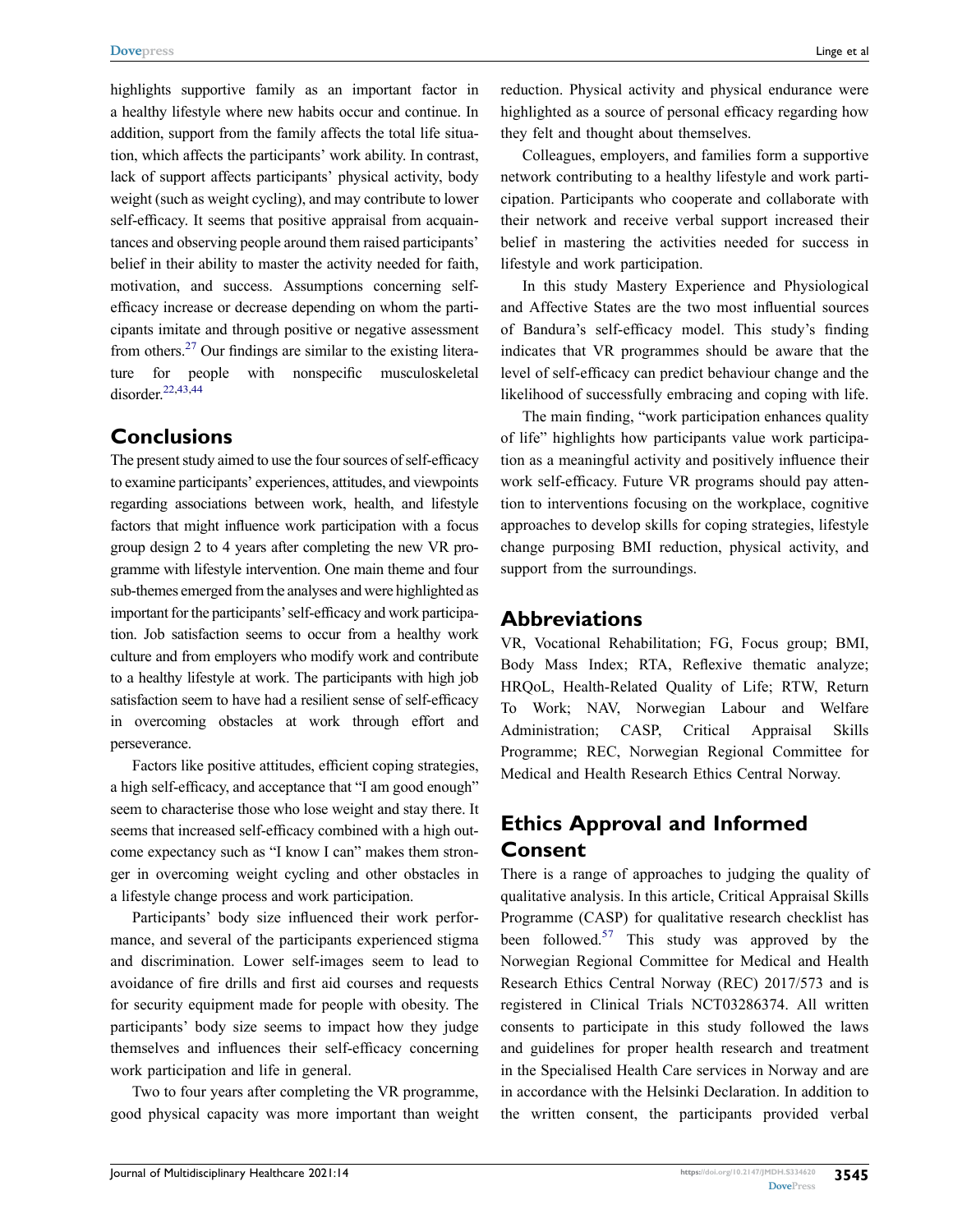highlights supportive family as an important factor in a healthy lifestyle where new habits occur and continue. In addition, support from the family affects the total life situation, which affects the participants' work ability. In contrast, lack of support affects participants' physical activity, body weight (such as weight cycling), and may contribute to lower self-efficacy. It seems that positive appraisal from acquaintances and observing people around them raised participants' belief in their ability to master the activity needed for faith, motivation, and success. Assumptions concerning self-efficacy increase or decrease depending on whom the participants imitate and through positive or negative assessment from others.[27] Our findings are similar to the existing literature for people with nonspecific musculoskeletal disorder.[22,43,44]

## Conclusions

The present study aimed to use the four sources of self-efficacy to examine participants' experiences, attitudes, and viewpoints regarding associations between work, health, and lifestyle factors that might influence work participation with a focus group design 2 to 4 years after completing the new VR programme with lifestyle intervention. One main theme and four sub-themes emerged from the analyses and were highlighted as important for the participants' self-efficacy and work participation. Job satisfaction seems to occur from a healthy work culture and from employers who modify work and contribute to a healthy lifestyle at work. The participants with high job satisfaction seem to have had a resilient sense of self-efficacy in overcoming obstacles at work through effort and perseverance.

Factors like positive attitudes, efficient coping strategies, a high self-efficacy, and acceptance that "I am good enough" seem to characterise those who lose weight and stay there. It seems that increased self-efficacy combined with a high outcome expectancy such as "I know I can" makes them stronger in overcoming weight cycling and other obstacles in a lifestyle change process and work participation.

Participants' body size influenced their work performance, and several of the participants experienced stigma and discrimination. Lower self-images seem to lead to avoidance of fire drills and first aid courses and requests for security equipment made for people with obesity. The participants' body size seems to impact how they judge themselves and influences their self-efficacy concerning work participation and life in general.

Two to four years after completing the VR programme, good physical capacity was more important than weight reduction. Physical activity and physical endurance were highlighted as a source of personal efficacy regarding how they felt and thought about themselves.

Colleagues, employers, and families form a supportive network contributing to a healthy lifestyle and work participation. Participants who cooperate and collaborate with their network and receive verbal support increased their belief in mastering the activities needed for success in lifestyle and work participation.

In this study Mastery Experience and Physiological and Affective States are the two most influential sources of Bandura's self-efficacy model. This study's finding indicates that VR programmes should be aware that the level of self-efficacy can predict behaviour change and the likelihood of successfully embracing and coping with life.

The main finding, "work participation enhances quality of life" highlights how participants value work participation as a meaningful activity and positively influence their work self-efficacy. Future VR programs should pay attention to interventions focusing on the workplace, cognitive approaches to develop skills for coping strategies, lifestyle change purposing BMI reduction, physical activity, and support from the surroundings.

## Abbreviations

VR, Vocational Rehabilitation; FG, Focus group; BMI, Body Mass Index; RTA, Reflexive thematic analyze; HRQoL, Health-Related Quality of Life; RTW, Return To Work; NAV, Norwegian Labour and Welfare Administration; CASP, Critical Appraisal Skills Programme; REC, Norwegian Regional Committee for Medical and Health Research Ethics Central Norway.

## Ethics Approval and Informed Consent

There is a range of approaches to judging the quality of qualitative analysis. In this article, Critical Appraisal Skills Programme (CASP) for qualitative research checklist has been followed.[57] This study was approved by the Norwegian Regional Committee for Medical and Health Research Ethics Central Norway (REC) 2017/573 and is registered in Clinical Trials NCT03286374. All written consents to participate in this study followed the laws and guidelines for proper health research and treatment in the Specialised Health Care services in Norway and are in accordance with the Helsinki Declaration. In addition to the written consent, the participants provided verbal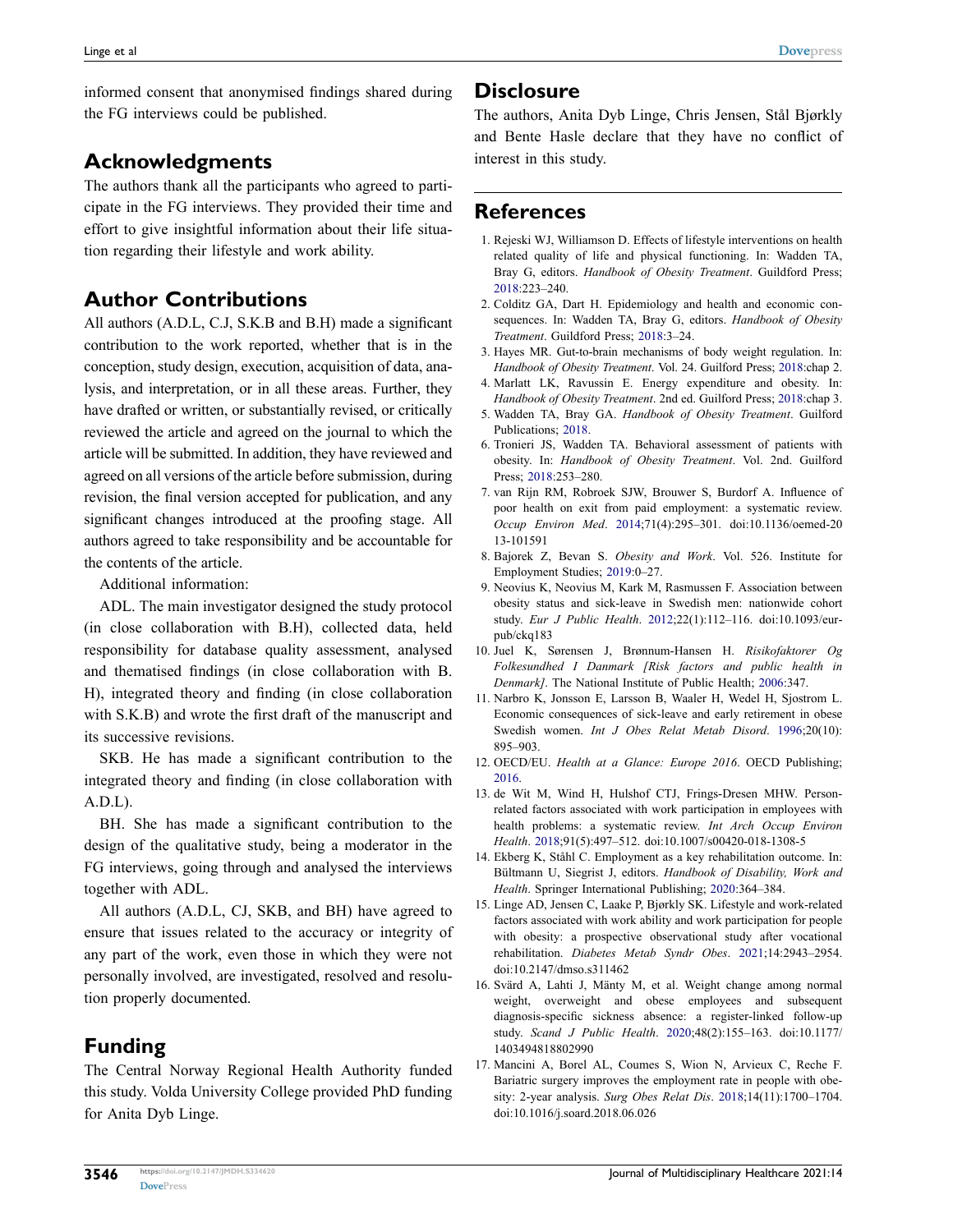informed consent that anonymised findings shared during the FG interviews could be published.

## Acknowledgments

The authors thank all the participants who agreed to participate in the FG interviews. They provided their time and effort to give insightful information about their life situation regarding their lifestyle and work ability.

## Author Contributions

All authors (A.D.L, C.J, S.K.B and B.H) made a significant contribution to the work reported, whether that is in the conception, study design, execution, acquisition of data, analysis, and interpretation, or in all these areas. Further, they have drafted or written, or substantially revised, or critically reviewed the article and agreed on the journal to which the article will be submitted. In addition, they have reviewed and agreed on all versions of the article before submission, during revision, the final version accepted for publication, and any significant changes introduced at the proofing stage. All authors agreed to take responsibility and be accountable for the contents of the article.

Additional information:

ADL. The main investigator designed the study protocol (in close collaboration with B.H), collected data, held responsibility for database quality assessment, analysed and thematised findings (in close collaboration with B. H), integrated theory and finding (in close collaboration with S.K.B) and wrote the first draft of the manuscript and its successive revisions.

SKB. He has made a significant contribution to the integrated theory and finding (in close collaboration with A.D.L).

BH. She has made a significant contribution to the design of the qualitative study, being a moderator in the FG interviews, going through and analysed the interviews together with ADL.

All authors (A.D.L, CJ, SKB, and BH) have agreed to ensure that issues related to the accuracy or integrity of any part of the work, even those in which they were not personally involved, are investigated, resolved and resolution properly documented.

## Funding

The Central Norway Regional Health Authority funded this study. Volda University College provided PhD funding for Anita Dyb Linge.

## Disclosure

The authors, Anita Dyb Linge, Chris Jensen, Stål Bjørkly and Bente Hasle declare that they have no conflict of interest in this study.

## References

1. Rejeski WJ, Williamson D. Effects of lifestyle interventions on health related quality of life and physical functioning. In: Wadden TA, Bray G, editors. *Handbook of Obesity Treatment*. Guildford Press; 2018:223–240.
2. Colditz GA, Dart H. Epidemiology and health and economic consequences. In: Wadden TA, Bray G, editors. *Handbook of Obesity Treatment*. Guildford Press; 2018:3–24.
3. Hayes MR. Gut-to-brain mechanisms of body weight regulation. In: *Handbook of Obesity Treatment*. Vol. 24. Guilford Press; 2018:chap 2.
4. Marlatt LK, Ravussin E. Energy expenditure and obesity. In: *Handbook of Obesity Treatment*. 2nd ed. Guilford Press; 2018:chap 3.
5. Wadden TA, Bray GA. *Handbook of Obesity Treatment*. Guilford Publications; 2018.
6. Tronieri JS, Wadden TA. Behavioral assessment of patients with obesity. In: *Handbook of Obesity Treatment*. Vol. 2nd. Guilford Press; 2018:253–280.
7. van Rijn RM, Robroek SJW, Brouwer S, Burdorf A. Influence of poor health on exit from paid employment: a systematic review. *Occup Environ Med*. 2014;71(4):295–301. doi:10.1136/oemed-2013-101591
8. Bajorek Z, Bevan S. *Obesity and Work*. Vol. 526. Institute for Employment Studies; 2019:0–27.
9. Neovius K, Neovius M, Kark M, Rasmussen F. Association between obesity status and sick-leave in Swedish men: nationwide cohort study. *Eur J Public Health*. 2012;22(1):112–116. doi:10.1093/eurpub/ckq183
10. Juel K, Sørensen J, Brønnum-Hansen H. *Risikofaktorer Og Folkesundhed I Danmark [Risk factors and public health in Denmark]*. The National Institute of Public Health; 2006:347.
11. Narbro K, Jonsson E, Larsson B, Waaler H, Wedel H, Sjostrom L. Economic consequences of sick-leave and early retirement in obese Swedish women. *Int J Obes Relat Metab Disord*. 1996;20(10):895–903.
12. OECD/EU. *Health at a Glance: Europe 2016*. OECD Publishing; 2016.
13. de Wit M, Wind H, Hulshof CTJ, Frings-Dresen MHW. Person-related factors associated with work participation in employees with health problems: a systematic review. *Int Arch Occup Environ Health*. 2018;91(5):497–512. doi:10.1007/s00420-018-1308-5
14. Ekberg K, Ståhl C. Employment as a key rehabilitation outcome. In: Bültmann U, Siegrist J, editors. *Handbook of Disability, Work and Health*. Springer International Publishing; 2020:364–384.
15. Linge AD, Jensen C, Laake P, Bjørkly SK. Lifestyle and work-related factors associated with work ability and work participation for people with obesity: a prospective observational study after vocational rehabilitation. *Diabetes Metab Syndr Obes*. 2021;14:2943–2954. doi:10.2147/dmso.s311462
16. Svärd A, Lahti J, Mänty M, et al. Weight change among normal weight, overweight and obese employees and subsequent diagnosis-specific sickness absence: a register-linked follow-up study. *Scand J Public Health*. 2020;48(2):155–163. doi:10.1177/1403494818802990
17. Mancini A, Borel AL, Coumes S, Wion N, Arvieux C, Reche F. Bariatric surgery improves the employment rate in people with obesity: 2-year analysis. *Surg Obes Relat Dis*. 2018;14(11):1700–1704. doi:10.1016/j.soard.2018.06.026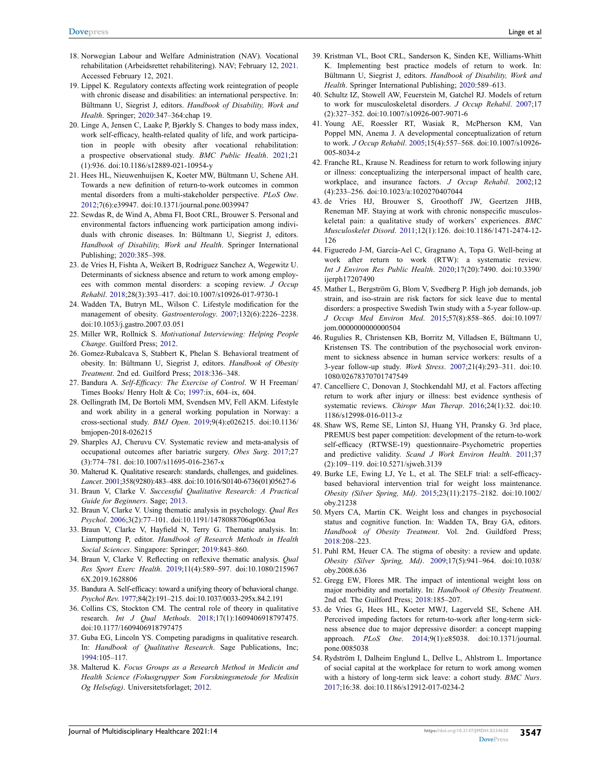18. Norwegian Labour and Welfare Administration (NAV). Vocational rehabilitation (Arbeidsrettet rehabilitering). NAV; February 12, 2021. Accessed February 12, 2021.
19. Lippel K. Regulatory contexts affecting work reintegration of people with chronic disease and disabilities: an international perspective. In: Bültmann U, Siegrist J, editors. *Handbook of Disability, Work and Health*. Springer; 2020:347–364:chap 19.
20. Linge A, Jensen C, Laake P, Bjørkly S. Changes to body mass index, work self-efficacy, health-related quality of life, and work participation in people with obesity after vocational rehabilitation: a prospective observational study. *BMC Public Health*. 2021;21 (1):936. doi:10.1186/s12889-021-10954-y
21. Hees HL, Nieuwenhuijsen K, Koeter MW, Bültmann U, Schene AH. Towards a new definition of return-to-work outcomes in common mental disorders from a multi-stakeholder perspective. *PLoS One*. 2012;7(6):e39947. doi:10.1371/journal.pone.0039947
22. Sewdas R, de Wind A, Abma FI, Boot CRL, Brouwer S. Personal and environmental factors influencing work participation among individuals with chronic diseases. In: Bültmann U, Siegrist J, editors. *Handbook of Disability, Work and Health*. Springer International Publishing; 2020:385–398.
23. de Vries H, Fishta A, Weikert B, Rodriguez Sanchez A, Wegewitz U. Determinants of sickness absence and return to work among employees with common mental disorders: a scoping review. *J Occup Rehabil*. 2018;28(3):393–417. doi:10.1007/s10926-017-9730-1
24. Wadden TA, Butryn ML, Wilson C. Lifestyle modification for the management of obesity. *Gastroenterology*. 2007;132(6):2226–2238. doi:10.1053/j.gastro.2007.03.051
25. Miller WR, Rollnick S. *Motivational Interviewing: Helping People Change*. Guilford Press; 2012.
26. Gomez-Rubalcava S, Stabbert K, Phelan S. Behavioral treatment of obesity. In: Bültmann U, Siegrist J, editors. *Handbook of Obesity Treatment*. 2nd ed. Guilford Press; 2018:336–348.
27. Bandura A. *Self-Efficacy: The Exercise of Control*. W H Freeman/ Times Books/ Henry Holt & Co; 1997:ix, 604–ix, 604.
28. Oellingrath IM, De Bortoli MM, Svendsen MV, Fell AKM. Lifestyle and work ability in a general working population in Norway: a cross-sectional study. *BMJ Open*. 2019;9(4):e026215. doi:10.1136/ bmjopen-2018-026215
29. Sharples AJ, Cheruvu CV. Systematic review and meta-analysis of occupational outcomes after bariatric surgery. *Obes Surg*. 2017;27 (3):774–781. doi:10.1007/s11695-016-2367-x
30. Malterud K. Qualitative research: standards, challenges, and guidelines. *Lancet*. 2001;358(9280):483–488. doi:10.1016/S0140-6736(01)05627-6
31. Braun V, Clarke V. *Successful Qualitative Research: A Practical Guide for Beginners*. Sage; 2013.
32. Braun V, Clarke V. Using thematic analysis in psychology. *Qual Res Psychol*. 2006;3(2):77–101. doi:10.1191/1478088706qp063oa
33. Braun V, Clarke V, Hayfield N, Terry G. Thematic analysis. In: Liamputtong P, editor. *Handbook of Research Methods in Health Social Sciences*. Singapore: Springer; 2019:843–860.
34. Braun V, Clarke V. Reflecting on reflexive thematic analysis. *Qual Res Sport Exerc Health*. 2019;11(4):589–597. doi:10.1080/2159676X.2019.1628806
35. Bandura A. Self-efficacy: toward a unifying theory of behavioral change. *Psychol Rev*. 1977;84(2):191–215. doi:10.1037/0033-295x.84.2.191
36. Collins CS, Stockton CM. The central role of theory in qualitative research. *Int J Qual Methods*. 2018;17(1):1609406918797475. doi:10.1177/1609406918797475
37. Guba EG, Lincoln YS. Competing paradigms in qualitative research. In: *Handbook of Qualitative Research*. Sage Publications, Inc; 1994:105–117.
38. Malterud K. *Focus Groups as a Research Method in Medicin and Health Science (Fokusgrupper Som Forskningsmetode for Medisin Og Helsefag)*. Universitetsforlaget; 2012.
39. Kristman VL, Boot CRL, Sanderson K, Sinden KE, Williams-Whitt K. Implementing best practice models of return to work. In: Bültmann U, Siegrist J, editors. *Handbook of Disability, Work and Health*. Springer International Publishing; 2020:589–613.
40. Schultz IZ, Stowell AW, Feuerstein M, Gatchel RJ. Models of return to work for musculoskeletal disorders. *J Occup Rehabil*. 2007;17 (2):327–352. doi:10.1007/s10926-007-9071-6
41. Young AE, Roessler RT, Wasiak R, McPherson KM, Van Poppel MN, Anema J. A developmental conceptualization of return to work. *J Occup Rehabil*. 2005;15(4):557–568. doi:10.1007/s10926-005-8034-z
42. Franche RL, Krause N. Readiness for return to work following injury or illness: conceptualizing the interpersonal impact of health care, workplace, and insurance factors. *J Occup Rehabil*. 2002;12 (4):233–256. doi:10.1023/a:1020270407044
43. de Vries HJ, Brouwer S, Groothoff JW, Geertzen JHB, Reneman MF. Staying at work with chronic nonspecific musculoskeletal pain: a qualitative study of workers' experiences. *BMC Musculoskelet Disord*. 2011;12(1):126. doi:10.1186/1471-2474-12-126
44. Figueredo J-M, García-Ael C, Gragnano A, Topa G. Well-being at work after return to work (RTW): a systematic review. *Int J Environ Res Public Health*. 2020;17(20):7490. doi:10.3390/ ijerph17207490
45. Mather L, Bergström G, Blom V, Svedberg P. High job demands, job strain, and iso-strain are risk factors for sick leave due to mental disorders: a prospective Swedish Twin study with a 5-year follow-up. *J Occup Med Environ Med*. 2015;57(8):858–865. doi:10.1097/ jom.0000000000000504
46. Rugulies R, Christensen KB, Borritz M, Villadsen E, Bültmann U, Kristensen TS. The contribution of the psychosocial work environment to sickness absence in human service workers: results of a 3-year follow-up study. *Work Stress*. 2007;21(4):293–311. doi:10. 1080/02678370701747549
47. Cancelliere C, Donovan J, Stochkendahl MJ, et al. Factors affecting return to work after injury or illness: best evidence synthesis of systematic reviews. *Chiropr Man Therap*. 2016;24(1):32. doi:10. 1186/s12998-016-0113-z
48. Shaw WS, Reme SE, Linton SJ, Huang YH, Pransky G. 3rd place, PREMUS best paper competition: development of the return-to-work self-efficacy (RTWSE-19) questionnaire–Psychometric properties and predictive validity. *Scand J Work Environ Health*. 2011;37 (2):109–119. doi:10.5271/sjweh.3139
49. Burke LE, Ewing LJ, Ye L, et al. The SELF trial: a self-efficacy-based behavioral intervention trial for weight loss maintenance. *Obesity (Silver Spring, Md)*. 2015;23(11):2175–2182. doi:10.1002/ oby.21238
50. Myers CA, Martin CK. Weight loss and changes in psychosocial status and cognitive function. In: Wadden TA, Bray GA, editors. *Handbook of Obesity Treatment*. Vol. 2nd. Guildford Press; 2018:208–223.
51. Puhl RM, Heuer CA. The stigma of obesity: a review and update. *Obesity (Silver Spring, Md)*. 2009;17(5):941–964. doi:10.1038/ oby.2008.636
52. Gregg EW, Flores MR. The impact of intentional weight loss on major morbidity and mortality. In: *Handbook of Obesity Treatment*. 2nd ed. The Guilford Press; 2018:185–207.
53. de Vries G, Hees HL, Koeter MWJ, Lagerveld SE, Schene AH. Perceived impeding factors for return-to-work after long-term sickness absence due to major depressive disorder: a concept mapping approach. *PLoS One*. 2014;9(1):e85038. doi:10.1371/journal. pone.0085038
54. Rydström I, Dalheim Englund L, Dellve L, Ahlstrom L. Importance of social capital at the workplace for return to work among women with a history of long-term sick leave: a cohort study. *BMC Nurs*. 2017;16:38. doi:10.1186/s12912-017-0234-2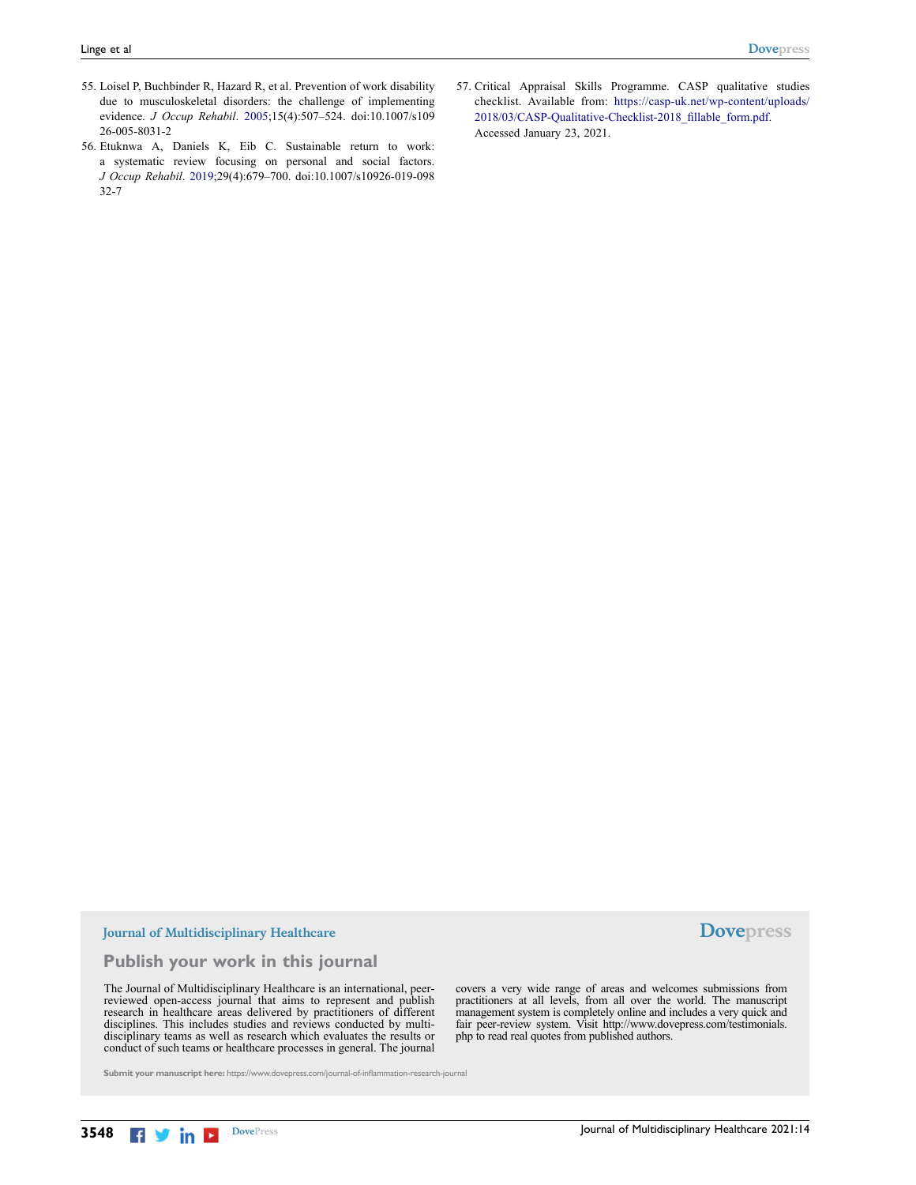55. Loisel P, Buchbinder R, Hazard R, et al. Prevention of work disability due to musculoskeletal disorders: the challenge of implementing evidence. *J Occup Rehabil*. 2005;15(4):507–524. doi:10.1007/s10926-005-8031-2
56. Etuknwa A, Daniels K, Eib C. Sustainable return to work: a systematic review focusing on personal and social factors. *J Occup Rehabil*. 2019;29(4):679–700. doi:10.1007/s10926-019-09832-7
57. Critical Appraisal Skills Programme. CASP qualitative studies checklist. Available from: https://casp-uk.net/wp-content/uploads/2018/03/CASP-Qualitative-Checklist-2018_fillable_form.pdf. Accessed January 23, 2021.

**Journal of Multidisciplinary Healthcare**

**Dovepress**

## Publish your work in this journal

The Journal of Multidisciplinary Healthcare is an international, peer-reviewed open-access journal that aims to represent and publish research in healthcare areas delivered by practitioners of different disciplines. This includes studies and reviews conducted by multidisciplinary teams as well as research which evaluates the results or conduct of such teams or healthcare processes in general. The journal covers a very wide range of areas and welcomes submissions from practitioners at all levels, from all over the world. The manuscript management system is completely online and includes a very quick and fair peer-review system. Visit http://www.dovepress.com/testimonials.php to read real quotes from published authors.

**Submit your manuscript here:** https://www.dovepress.com/journal-of-inflammation-research-journal